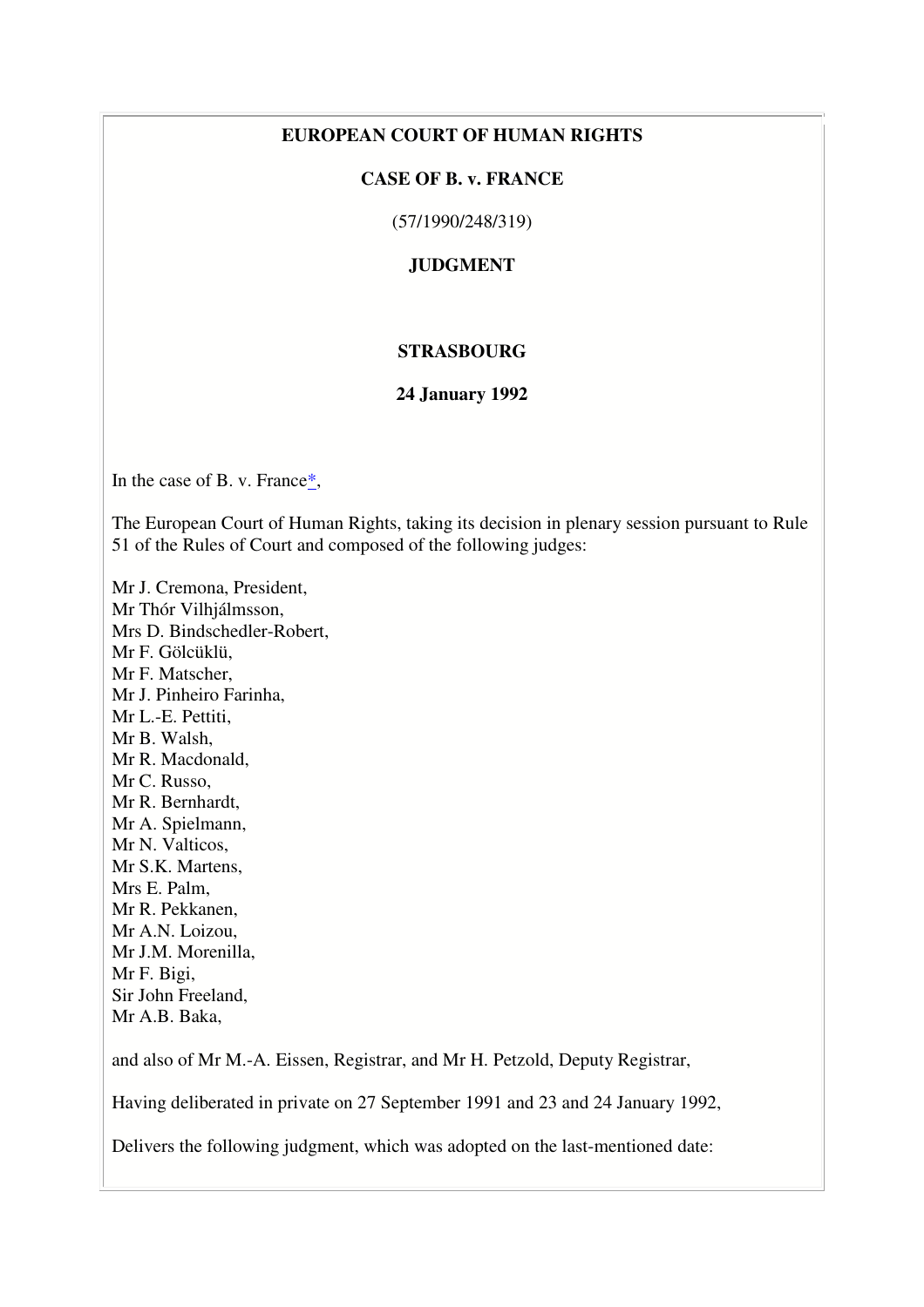# EUROPEAN COURT OF HUMAN RIGHTS

## CASE OF B. v. FRANCE

(57/1990/248/319)

## JUDGMENT

**STRASBOURG**

**24 January 1992**

In the case of B. v. France*,

The European Court of Human Rights, taking its decision in plenary session pursuant to Rule 51 of the Rules of Court and composed of the following judges:

Mr J. Cremona, President,
Mr Thór Vilhjálmsson,
Mrs D. Bindschedler-Robert,
Mr F. Gölcüklü,
Mr F. Matscher,
Mr J. Pinheiro Farinha,
Mr L.-E. Pettiti,
Mr B. Walsh,
Mr R. Macdonald,
Mr C. Russo,
Mr R. Bernhardt,
Mr A. Spielmann,
Mr N. Valticos,
Mr S.K. Martens,
Mrs E. Palm,
Mr R. Pekkanen,
Mr A.N. Loizou,
Mr J.M. Morenilla,
Mr F. Bigi,
Sir John Freeland,
Mr A.B. Baka,

and also of Mr M.-A. Eissen, Registrar, and Mr H. Petzold, Deputy Registrar,

Having deliberated in private on 27 September 1991 and 23 and 24 January 1992,

Delivers the following judgment, which was adopted on the last-mentioned date: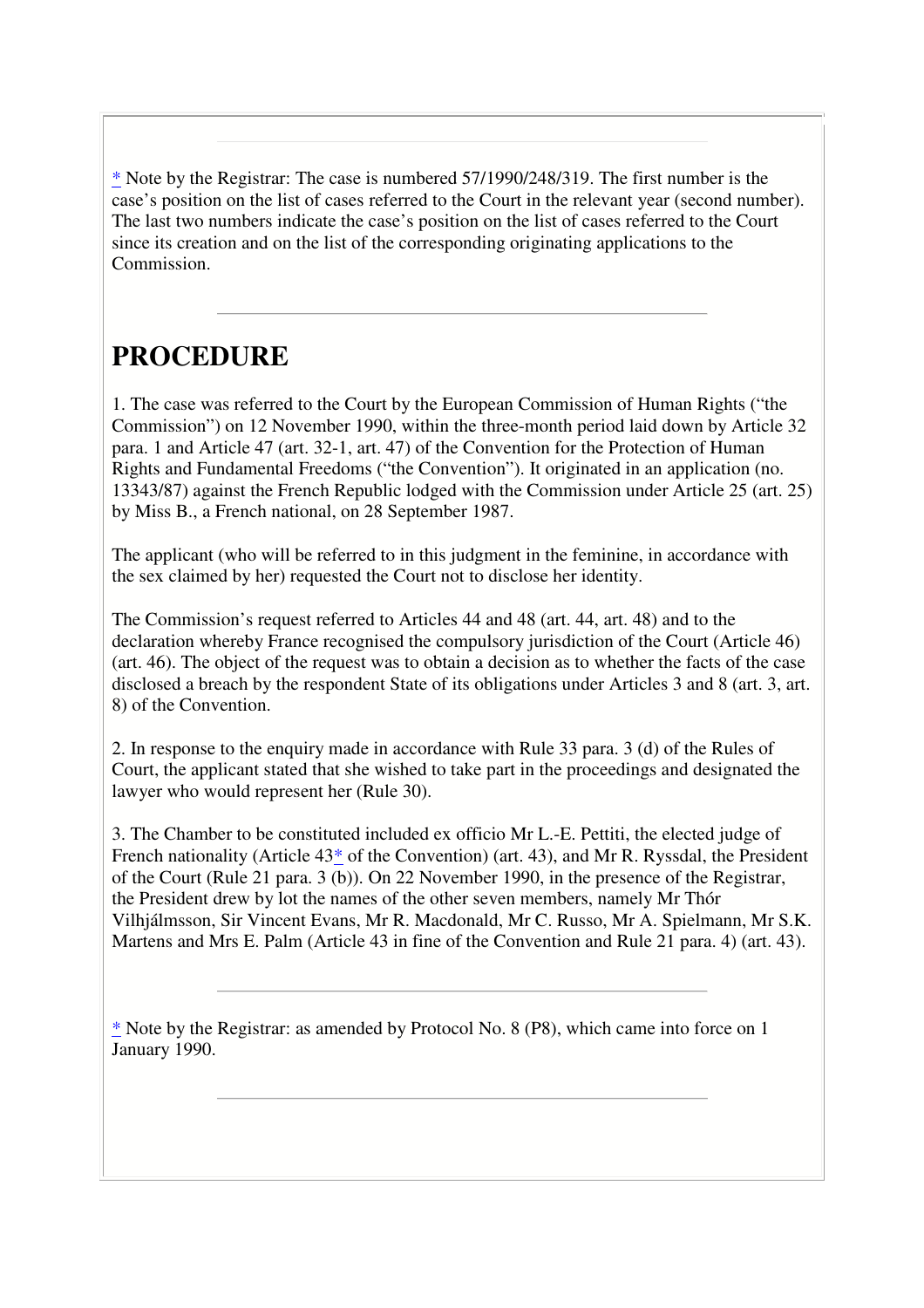[*] Note by the Registrar: The case is numbered 57/1990/248/319. The first number is the case's position on the list of cases referred to the Court in the relevant year (second number). The last two numbers indicate the case's position on the list of cases referred to the Court since its creation and on the list of the corresponding originating applications to the Commission.

---

# PROCEDURE

1. The case was referred to the Court by the European Commission of Human Rights ("the Commission") on 12 November 1990, within the three-month period laid down by Article 32 para. 1 and Article 47 (art. 32-1, art. 47) of the Convention for the Protection of Human Rights and Fundamental Freedoms ("the Convention"). It originated in an application (no. 13343/87) against the French Republic lodged with the Commission under Article 25 (art. 25) by Miss B., a French national, on 28 September 1987.

The applicant (who will be referred to in this judgment in the feminine, in accordance with the sex claimed by her) requested the Court not to disclose her identity.

The Commission's request referred to Articles 44 and 48 (art. 44, art. 48) and to the declaration whereby France recognised the compulsory jurisdiction of the Court (Article 46) (art. 46). The object of the request was to obtain a decision as to whether the facts of the case disclosed a breach by the respondent State of its obligations under Articles 3 and 8 (art. 3, art. 8) of the Convention.

2. In response to the enquiry made in accordance with Rule 33 para. 3 (d) of the Rules of Court, the applicant stated that she wished to take part in the proceedings and designated the lawyer who would represent her (Rule 30).

3. The Chamber to be constituted included ex officio Mr L.-E. Pettiti, the elected judge of French nationality (Article 43[*] of the Convention) (art. 43), and Mr R. Ryssdal, the President of the Court (Rule 21 para. 3 (b)). On 22 November 1990, in the presence of the Registrar, the President drew by lot the names of the other seven members, namely Mr Thór Vilhjálmsson, Sir Vincent Evans, Mr R. Macdonald, Mr C. Russo, Mr A. Spielmann, Mr S.K. Martens and Mrs E. Palm (Article 43 in fine of the Convention and Rule 21 para. 4) (art. 43).

---

[*] Note by the Registrar: as amended by Protocol No. 8 (P8), which came into force on 1 January 1990.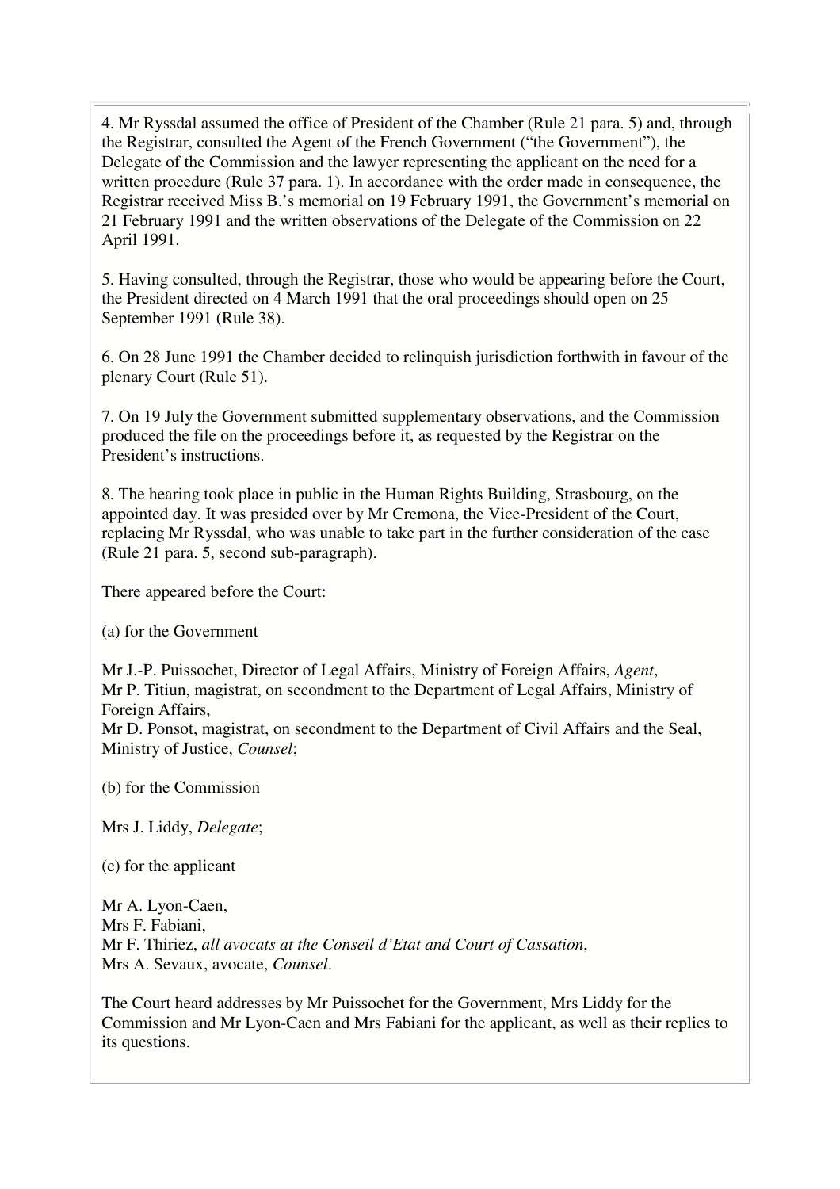4. Mr Ryssdal assumed the office of President of the Chamber (Rule 21 para. 5) and, through the Registrar, consulted the Agent of the French Government ("the Government"), the Delegate of the Commission and the lawyer representing the applicant on the need for a written procedure (Rule 37 para. 1). In accordance with the order made in consequence, the Registrar received Miss B.'s memorial on 19 February 1991, the Government's memorial on 21 February 1991 and the written observations of the Delegate of the Commission on 22 April 1991.

5. Having consulted, through the Registrar, those who would be appearing before the Court, the President directed on 4 March 1991 that the oral proceedings should open on 25 September 1991 (Rule 38).

6. On 28 June 1991 the Chamber decided to relinquish jurisdiction forthwith in favour of the plenary Court (Rule 51).

7. On 19 July the Government submitted supplementary observations, and the Commission produced the file on the proceedings before it, as requested by the Registrar on the President's instructions.

8. The hearing took place in public in the Human Rights Building, Strasbourg, on the appointed day. It was presided over by Mr Cremona, the Vice-President of the Court, replacing Mr Ryssdal, who was unable to take part in the further consideration of the case (Rule 21 para. 5, second sub-paragraph).

There appeared before the Court:

(a) for the Government

Mr J.-P. Puissochet, Director of Legal Affairs, Ministry of Foreign Affairs, *Agent*,
Mr P. Titiun, magistrat, on secondment to the Department of Legal Affairs, Ministry of Foreign Affairs,
Mr D. Ponsot, magistrat, on secondment to the Department of Civil Affairs and the Seal, Ministry of Justice, *Counsel*;

(b) for the Commission

Mrs J. Liddy, *Delegate*;

(c) for the applicant

Mr A. Lyon-Caen,
Mrs F. Fabiani,
Mr F. Thiriez, *all avocats at the Conseil d'Etat and Court of Cassation*,
Mrs A. Sevaux, avocate, *Counsel*.

The Court heard addresses by Mr Puissochet for the Government, Mrs Liddy for the Commission and Mr Lyon-Caen and Mrs Fabiani for the applicant, as well as their replies to its questions.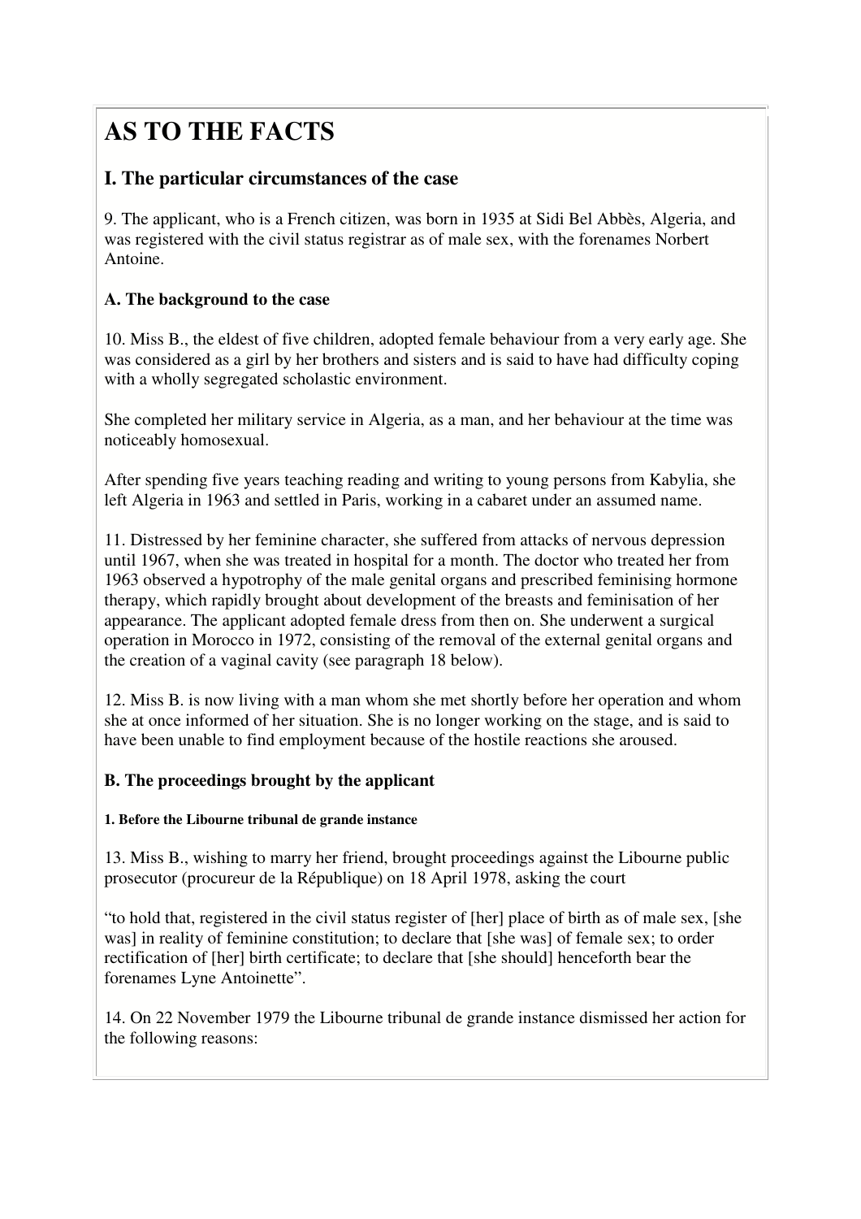# AS TO THE FACTS

## I. The particular circumstances of the case

9. The applicant, who is a French citizen, was born in 1935 at Sidi Bel Abbès, Algeria, and was registered with the civil status registrar as of male sex, with the forenames Norbert Antoine.

### A. The background to the case

10. Miss B., the eldest of five children, adopted female behaviour from a very early age. She was considered as a girl by her brothers and sisters and is said to have had difficulty coping with a wholly segregated scholastic environment.

She completed her military service in Algeria, as a man, and her behaviour at the time was noticeably homosexual.

After spending five years teaching reading and writing to young persons from Kabylia, she left Algeria in 1963 and settled in Paris, working in a cabaret under an assumed name.

11. Distressed by her feminine character, she suffered from attacks of nervous depression until 1967, when she was treated in hospital for a month. The doctor who treated her from 1963 observed a hypotrophy of the male genital organs and prescribed feminising hormone therapy, which rapidly brought about development of the breasts and feminisation of her appearance. The applicant adopted female dress from then on. She underwent a surgical operation in Morocco in 1972, consisting of the removal of the external genital organs and the creation of a vaginal cavity (see paragraph 18 below).

12. Miss B. is now living with a man whom she met shortly before her operation and whom she at once informed of her situation. She is no longer working on the stage, and is said to have been unable to find employment because of the hostile reactions she aroused.

### B. The proceedings brought by the applicant

#### 1. Before the Libourne tribunal de grande instance

13. Miss B., wishing to marry her friend, brought proceedings against the Libourne public prosecutor (procureur de la République) on 18 April 1978, asking the court

"to hold that, registered in the civil status register of [her] place of birth as of male sex, [she was] in reality of feminine constitution; to declare that [she was] of female sex; to order rectification of [her] birth certificate; to declare that [she should] henceforth bear the forenames Lyne Antoinette".

14. On 22 November 1979 the Libourne tribunal de grande instance dismissed her action for the following reasons: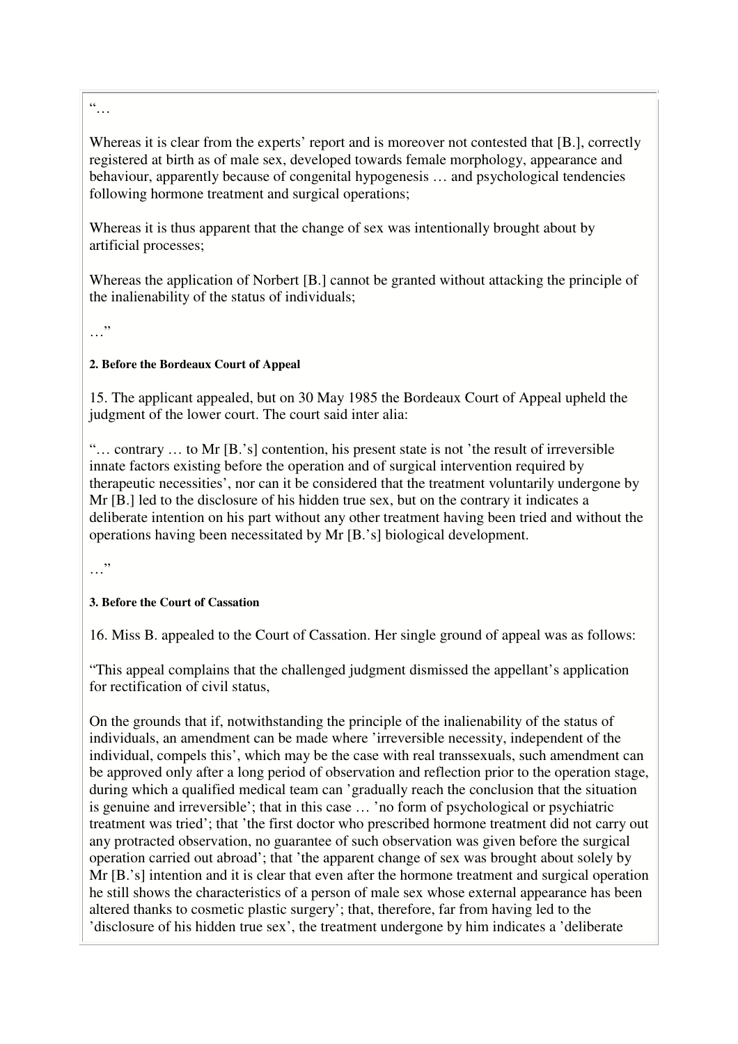"…

Whereas it is clear from the experts' report and is moreover not contested that [B.], correctly registered at birth as of male sex, developed towards female morphology, appearance and behaviour, apparently because of congenital hypogenesis … and psychological tendencies following hormone treatment and surgical operations;

Whereas it is thus apparent that the change of sex was intentionally brought about by artificial processes;

Whereas the application of Norbert [B.] cannot be granted without attacking the principle of the inalienability of the status of individuals;

…"

#### 2. Before the Bordeaux Court of Appeal

15. The applicant appealed, but on 30 May 1985 the Bordeaux Court of Appeal upheld the judgment of the lower court. The court said inter alia:

"… contrary … to Mr [B.'s] contention, his present state is not 'the result of irreversible innate factors existing before the operation and of surgical intervention required by therapeutic necessities', nor can it be considered that the treatment voluntarily undergone by Mr [B.] led to the disclosure of his hidden true sex, but on the contrary it indicates a deliberate intention on his part without any other treatment having been tried and without the operations having been necessitated by Mr [B.'s] biological development.

…"

#### 3. Before the Court of Cassation

16. Miss B. appealed to the Court of Cassation. Her single ground of appeal was as follows:

"This appeal complains that the challenged judgment dismissed the appellant's application for rectification of civil status,

On the grounds that if, notwithstanding the principle of the inalienability of the status of individuals, an amendment can be made where 'irreversible necessity, independent of the individual, compels this', which may be the case with real transsexuals, such amendment can be approved only after a long period of observation and reflection prior to the operation stage, during which a qualified medical team can 'gradually reach the conclusion that the situation is genuine and irreversible'; that in this case … 'no form of psychological or psychiatric treatment was tried'; that 'the first doctor who prescribed hormone treatment did not carry out any protracted observation, no guarantee of such observation was given before the surgical operation carried out abroad'; that 'the apparent change of sex was brought about solely by Mr [B.'s] intention and it is clear that even after the hormone treatment and surgical operation he still shows the characteristics of a person of male sex whose external appearance has been altered thanks to cosmetic plastic surgery'; that, therefore, far from having led to the 'disclosure of his hidden true sex', the treatment undergone by him indicates a 'deliberate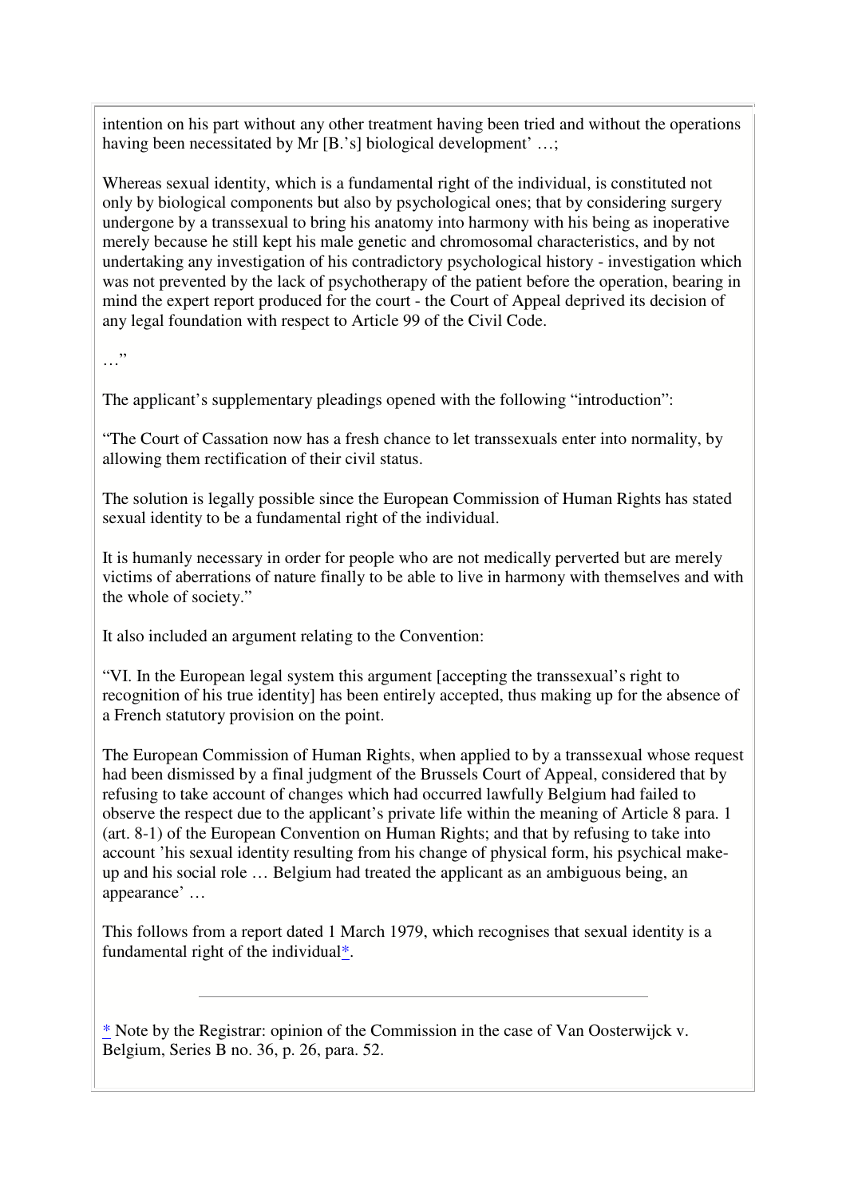intention on his part without any other treatment having been tried and without the operations having been necessitated by Mr [B.'s] biological development' …;

Whereas sexual identity, which is a fundamental right of the individual, is constituted not only by biological components but also by psychological ones; that by considering surgery undergone by a transsexual to bring his anatomy into harmony with his being as inoperative merely because he still kept his male genetic and chromosomal characteristics, and by not undertaking any investigation of his contradictory psychological history - investigation which was not prevented by the lack of psychotherapy of the patient before the operation, bearing in mind the expert report produced for the court - the Court of Appeal deprived its decision of any legal foundation with respect to Article 99 of the Civil Code.

…"

The applicant's supplementary pleadings opened with the following "introduction":

"The Court of Cassation now has a fresh chance to let transsexuals enter into normality, by allowing them rectification of their civil status.

The solution is legally possible since the European Commission of Human Rights has stated sexual identity to be a fundamental right of the individual.

It is humanly necessary in order for people who are not medically perverted but are merely victims of aberrations of nature finally to be able to live in harmony with themselves and with the whole of society."

It also included an argument relating to the Convention:

"VI. In the European legal system this argument [accepting the transsexual's right to recognition of his true identity] has been entirely accepted, thus making up for the absence of a French statutory provision on the point.

The European Commission of Human Rights, when applied to by a transsexual whose request had been dismissed by a final judgment of the Brussels Court of Appeal, considered that by refusing to take account of changes which had occurred lawfully Belgium had failed to observe the respect due to the applicant's private life within the meaning of Article 8 para. 1 (art. 8-1) of the European Convention on Human Rights; and that by refusing to take into account 'his sexual identity resulting from his change of physical form, his psychical make-up and his social role … Belgium had treated the applicant as an ambiguous being, an appearance' …

This follows from a report dated 1 March 1979, which recognises that sexual identity is a fundamental right of the individual*.

---

* Note by the Registrar: opinion of the Commission in the case of Van Oosterwijck v. Belgium, Series B no. 36, p. 26, para. 52.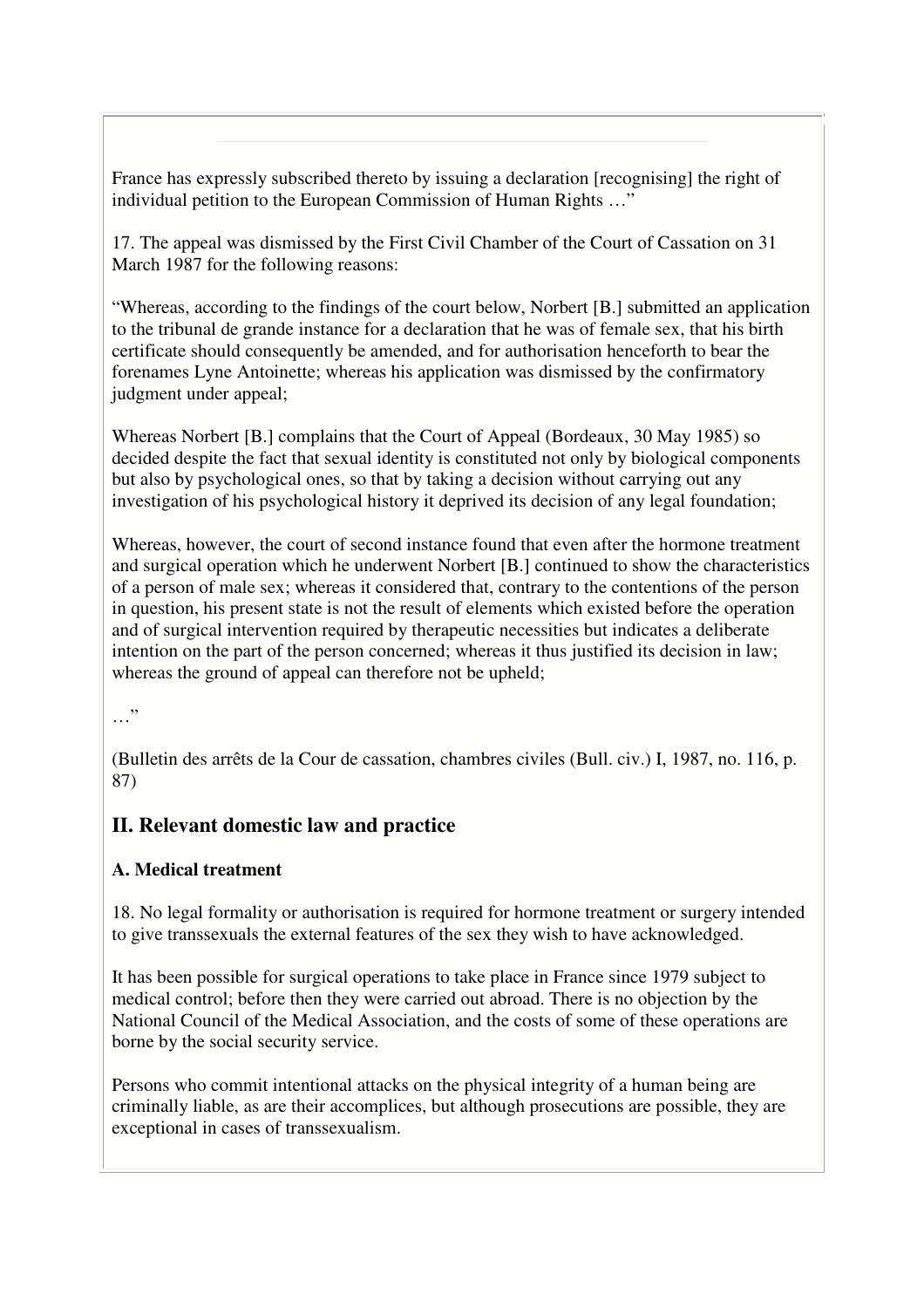France has expressly subscribed thereto by issuing a declaration [recognising] the right of individual petition to the European Commission of Human Rights …"

17. The appeal was dismissed by the First Civil Chamber of the Court of Cassation on 31 March 1987 for the following reasons:

"Whereas, according to the findings of the court below, Norbert [B.] submitted an application to the tribunal de grande instance for a declaration that he was of female sex, that his birth certificate should consequently be amended, and for authorisation henceforth to bear the forenames Lyne Antoinette; whereas his application was dismissed by the confirmatory judgment under appeal;

Whereas Norbert [B.] complains that the Court of Appeal (Bordeaux, 30 May 1985) so decided despite the fact that sexual identity is constituted not only by biological components but also by psychological ones, so that by taking a decision without carrying out any investigation of his psychological history it deprived its decision of any legal foundation;

Whereas, however, the court of second instance found that even after the hormone treatment and surgical operation which he underwent Norbert [B.] continued to show the characteristics of a person of male sex; whereas it considered that, contrary to the contentions of the person in question, his present state is not the result of elements which existed before the operation and of surgical intervention required by therapeutic necessities but indicates a deliberate intention on the part of the person concerned; whereas it thus justified its decision in law; whereas the ground of appeal can therefore not be upheld;

…"

(Bulletin des arrêts de la Cour de cassation, chambres civiles (Bull. civ.) I, 1987, no. 116, p. 87)

## II. Relevant domestic law and practice

### A. Medical treatment

18. No legal formality or authorisation is required for hormone treatment or surgery intended to give transsexuals the external features of the sex they wish to have acknowledged.

It has been possible for surgical operations to take place in France since 1979 subject to medical control; before then they were carried out abroad. There is no objection by the National Council of the Medical Association, and the costs of some of these operations are borne by the social security service.

Persons who commit intentional attacks on the physical integrity of a human being are criminally liable, as are their accomplices, but although prosecutions are possible, they are exceptional in cases of transsexualism.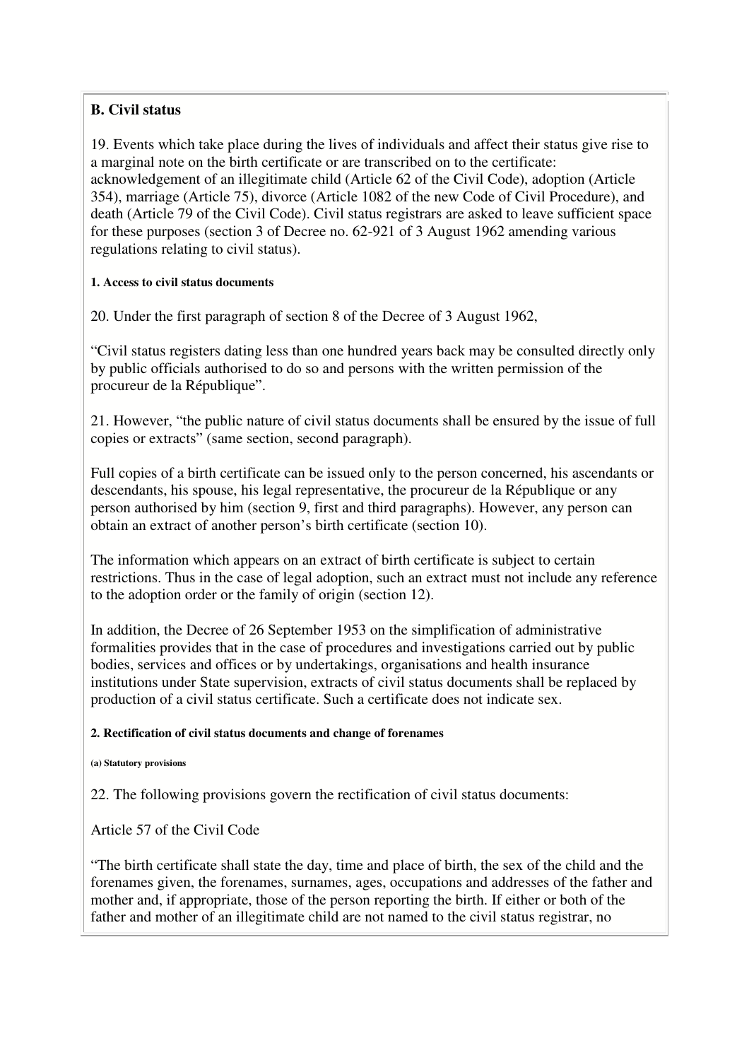### B. Civil status

19. Events which take place during the lives of individuals and affect their status give rise to a marginal note on the birth certificate or are transcribed on to the certificate: acknowledgement of an illegitimate child (Article 62 of the Civil Code), adoption (Article 354), marriage (Article 75), divorce (Article 1082 of the new Code of Civil Procedure), and death (Article 79 of the Civil Code). Civil status registrars are asked to leave sufficient space for these purposes (section 3 of Decree no. 62-921 of 3 August 1962 amending various regulations relating to civil status).

#### 1. Access to civil status documents

20. Under the first paragraph of section 8 of the Decree of 3 August 1962,

“Civil status registers dating less than one hundred years back may be consulted directly only by public officials authorised to do so and persons with the written permission of the procureur de la République”.

21. However, “the public nature of civil status documents shall be ensured by the issue of full copies or extracts” (same section, second paragraph).

Full copies of a birth certificate can be issued only to the person concerned, his ascendants or descendants, his spouse, his legal representative, the procureur de la République or any person authorised by him (section 9, first and third paragraphs). However, any person can obtain an extract of another person’s birth certificate (section 10).

The information which appears on an extract of birth certificate is subject to certain restrictions. Thus in the case of legal adoption, such an extract must not include any reference to the adoption order or the family of origin (section 12).

In addition, the Decree of 26 September 1953 on the simplification of administrative formalities provides that in the case of procedures and investigations carried out by public bodies, services and offices or by undertakings, organisations and health insurance institutions under State supervision, extracts of civil status documents shall be replaced by production of a civil status certificate. Such a certificate does not indicate sex.

#### 2. Rectification of civil status documents and change of forenames

##### (a) Statutory provisions

22. The following provisions govern the rectification of civil status documents:

Article 57 of the Civil Code

“The birth certificate shall state the day, time and place of birth, the sex of the child and the forenames given, the forenames, surnames, ages, occupations and addresses of the father and mother and, if appropriate, those of the person reporting the birth. If either or both of the father and mother of an illegitimate child are not named to the civil status registrar, no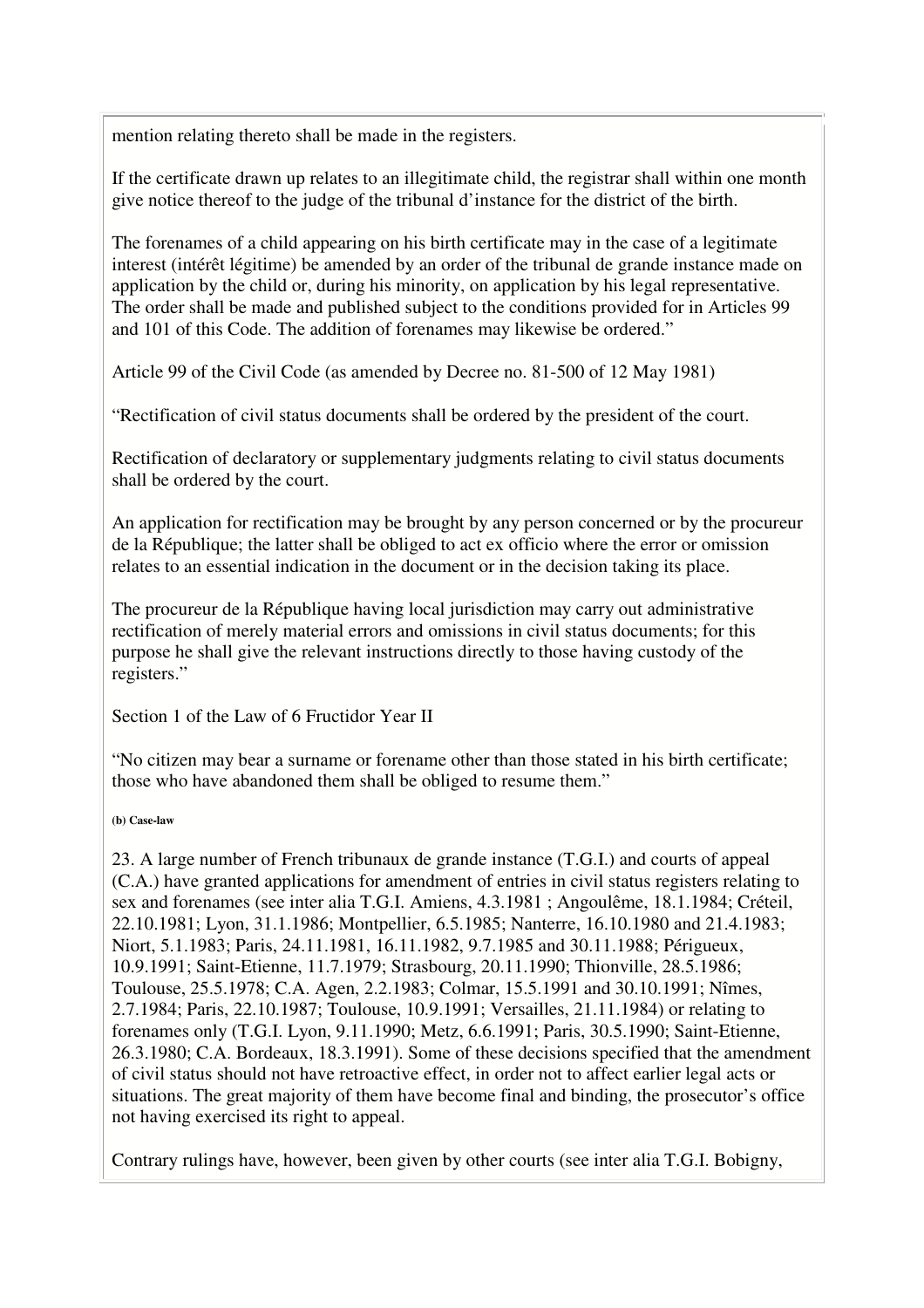mention relating thereto shall be made in the registers.

If the certificate drawn up relates to an illegitimate child, the registrar shall within one month give notice thereof to the judge of the tribunal d'instance for the district of the birth.

The forenames of a child appearing on his birth certificate may in the case of a legitimate interest (intérêt légitime) be amended by an order of the tribunal de grande instance made on application by the child or, during his minority, on application by his legal representative. The order shall be made and published subject to the conditions provided for in Articles 99 and 101 of this Code. The addition of forenames may likewise be ordered."

Article 99 of the Civil Code (as amended by Decree no. 81-500 of 12 May 1981)

"Rectification of civil status documents shall be ordered by the president of the court.

Rectification of declaratory or supplementary judgments relating to civil status documents shall be ordered by the court.

An application for rectification may be brought by any person concerned or by the procureur de la République; the latter shall be obliged to act ex officio where the error or omission relates to an essential indication in the document or in the decision taking its place.

The procureur de la République having local jurisdiction may carry out administrative rectification of merely material errors and omissions in civil status documents; for this purpose he shall give the relevant instructions directly to those having custody of the registers."

Section 1 of the Law of 6 Fructidor Year II

"No citizen may bear a surname or forename other than those stated in his birth certificate; those who have abandoned them shall be obliged to resume them."

##### (b) Case-law

23. A large number of French tribunaux de grande instance (T.G.I.) and courts of appeal (C.A.) have granted applications for amendment of entries in civil status registers relating to sex and forenames (see inter alia T.G.I. Amiens, 4.3.1981 ; Angoulême, 18.1.1984; Créteil, 22.10.1981; Lyon, 31.1.1986; Montpellier, 6.5.1985; Nanterre, 16.10.1980 and 21.4.1983; Niort, 5.1.1983; Paris, 24.11.1981, 16.11.1982, 9.7.1985 and 30.11.1988; Périgueux, 10.9.1991; Saint-Etienne, 11.7.1979; Strasbourg, 20.11.1990; Thionville, 28.5.1986; Toulouse, 25.5.1978; C.A. Agen, 2.2.1983; Colmar, 15.5.1991 and 30.10.1991; Nîmes, 2.7.1984; Paris, 22.10.1987; Toulouse, 10.9.1991; Versailles, 21.11.1984) or relating to forenames only (T.G.I. Lyon, 9.11.1990; Metz, 6.6.1991; Paris, 30.5.1990; Saint-Etienne, 26.3.1980; C.A. Bordeaux, 18.3.1991). Some of these decisions specified that the amendment of civil status should not have retroactive effect, in order not to affect earlier legal acts or situations. The great majority of them have become final and binding, the prosecutor's office not having exercised its right to appeal.

Contrary rulings have, however, been given by other courts (see inter alia T.G.I. Bobigny,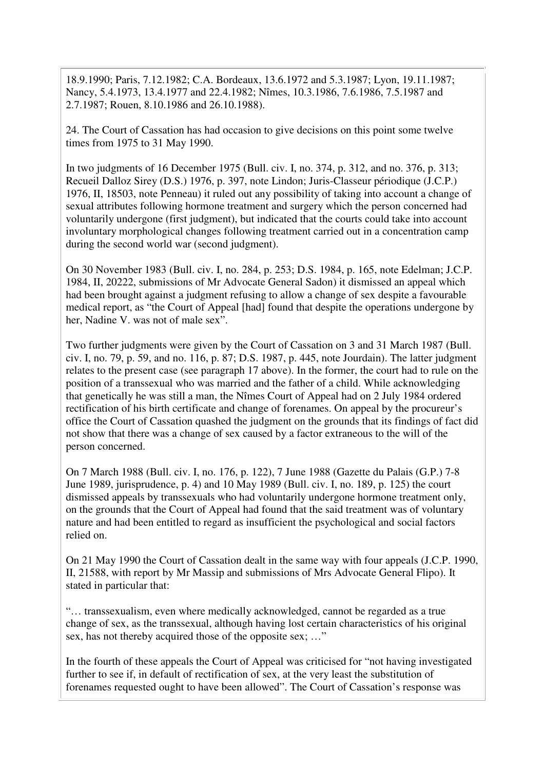18.9.1990; Paris, 7.12.1982; C.A. Bordeaux, 13.6.1972 and 5.3.1987; Lyon, 19.11.1987; Nancy, 5.4.1973, 13.4.1977 and 22.4.1982; Nîmes, 10.3.1986, 7.6.1986, 7.5.1987 and 2.7.1987; Rouen, 8.10.1986 and 26.10.1988).

24. The Court of Cassation has had occasion to give decisions on this point some twelve times from 1975 to 31 May 1990.

In two judgments of 16 December 1975 (Bull. civ. I, no. 374, p. 312, and no. 376, p. 313; Recueil Dalloz Sirey (D.S.) 1976, p. 397, note Lindon; Juris-Classeur périodique (J.C.P.) 1976, II, 18503, note Penneau) it ruled out any possibility of taking into account a change of sexual attributes following hormone treatment and surgery which the person concerned had voluntarily undergone (first judgment), but indicated that the courts could take into account involuntary morphological changes following treatment carried out in a concentration camp during the second world war (second judgment).

On 30 November 1983 (Bull. civ. I, no. 284, p. 253; D.S. 1984, p. 165, note Edelman; J.C.P. 1984, II, 20222, submissions of Mr Advocate General Sadon) it dismissed an appeal which had been brought against a judgment refusing to allow a change of sex despite a favourable medical report, as "the Court of Appeal [had] found that despite the operations undergone by her, Nadine V. was not of male sex".

Two further judgments were given by the Court of Cassation on 3 and 31 March 1987 (Bull. civ. I, no. 79, p. 59, and no. 116, p. 87; D.S. 1987, p. 445, note Jourdain). The latter judgment relates to the present case (see paragraph 17 above). In the former, the court had to rule on the position of a transsexual who was married and the father of a child. While acknowledging that genetically he was still a man, the Nîmes Court of Appeal had on 2 July 1984 ordered rectification of his birth certificate and change of forenames. On appeal by the procureur's office the Court of Cassation quashed the judgment on the grounds that its findings of fact did not show that there was a change of sex caused by a factor extraneous to the will of the person concerned.

On 7 March 1988 (Bull. civ. I, no. 176, p. 122), 7 June 1988 (Gazette du Palais (G.P.) 7-8 June 1989, jurisprudence, p. 4) and 10 May 1989 (Bull. civ. I, no. 189, p. 125) the court dismissed appeals by transsexuals who had voluntarily undergone hormone treatment only, on the grounds that the Court of Appeal had found that the said treatment was of voluntary nature and had been entitled to regard as insufficient the psychological and social factors relied on.

On 21 May 1990 the Court of Cassation dealt in the same way with four appeals (J.C.P. 1990, II, 21588, with report by Mr Massip and submissions of Mrs Advocate General Flipo). It stated in particular that:

"… transsexualism, even where medically acknowledged, cannot be regarded as a true change of sex, as the transsexual, although having lost certain characteristics of his original sex, has not thereby acquired those of the opposite sex; …"

In the fourth of these appeals the Court of Appeal was criticised for "not having investigated further to see if, in default of rectification of sex, at the very least the substitution of forenames requested ought to have been allowed". The Court of Cassation's response was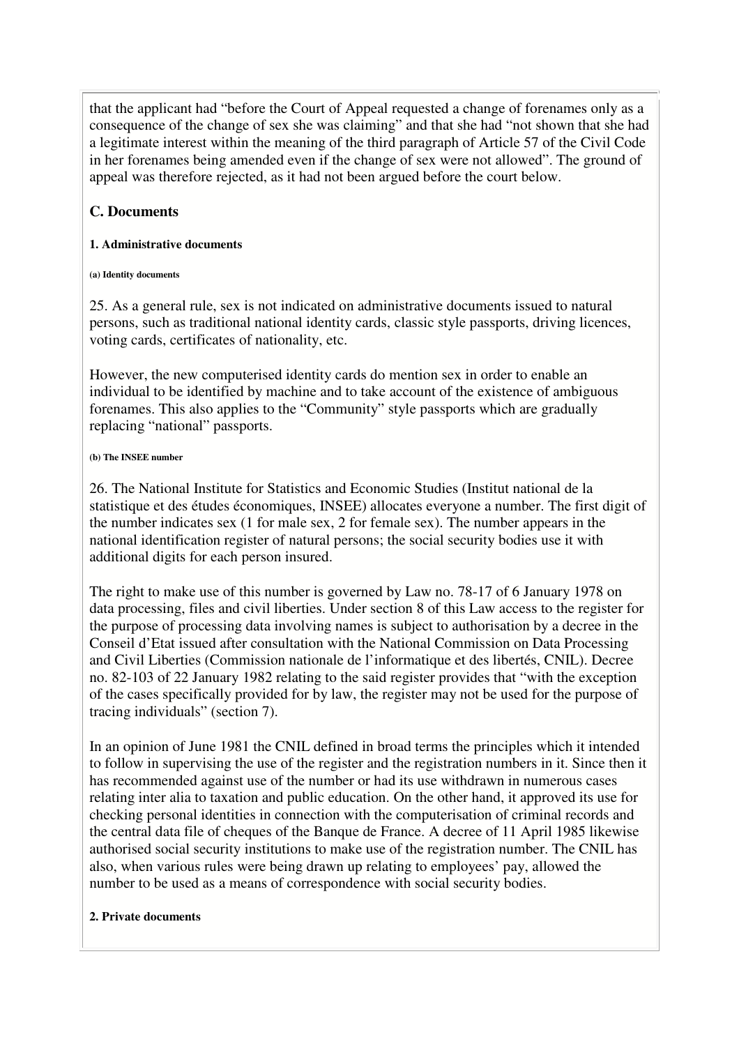that the applicant had "before the Court of Appeal requested a change of forenames only as a consequence of the change of sex she was claiming" and that she had "not shown that she had a legitimate interest within the meaning of the third paragraph of Article 57 of the Civil Code in her forenames being amended even if the change of sex were not allowed". The ground of appeal was therefore rejected, as it had not been argued before the court below.

## C. Documents

#### 1. Administrative documents

##### (a) Identity documents

25. As a general rule, sex is not indicated on administrative documents issued to natural persons, such as traditional national identity cards, classic style passports, driving licences, voting cards, certificates of nationality, etc.

However, the new computerised identity cards do mention sex in order to enable an individual to be identified by machine and to take account of the existence of ambiguous forenames. This also applies to the "Community" style passports which are gradually replacing "national" passports.

##### (b) The INSEE number

26. The National Institute for Statistics and Economic Studies (Institut national de la statistique et des études économiques, INSEE) allocates everyone a number. The first digit of the number indicates sex (1 for male sex, 2 for female sex). The number appears in the national identification register of natural persons; the social security bodies use it with additional digits for each person insured.

The right to make use of this number is governed by Law no. 78-17 of 6 January 1978 on data processing, files and civil liberties. Under section 8 of this Law access to the register for the purpose of processing data involving names is subject to authorisation by a decree in the Conseil d'Etat issued after consultation with the National Commission on Data Processing and Civil Liberties (Commission nationale de l'informatique et des libertés, CNIL). Decree no. 82-103 of 22 January 1982 relating to the said register provides that "with the exception of the cases specifically provided for by law, the register may not be used for the purpose of tracing individuals" (section 7).

In an opinion of June 1981 the CNIL defined in broad terms the principles which it intended to follow in supervising the use of the register and the registration numbers in it. Since then it has recommended against use of the number or had its use withdrawn in numerous cases relating inter alia to taxation and public education. On the other hand, it approved its use for checking personal identities in connection with the computerisation of criminal records and the central data file of cheques of the Banque de France. A decree of 11 April 1985 likewise authorised social security institutions to make use of the registration number. The CNIL has also, when various rules were being drawn up relating to employees' pay, allowed the number to be used as a means of correspondence with social security bodies.

#### 2. Private documents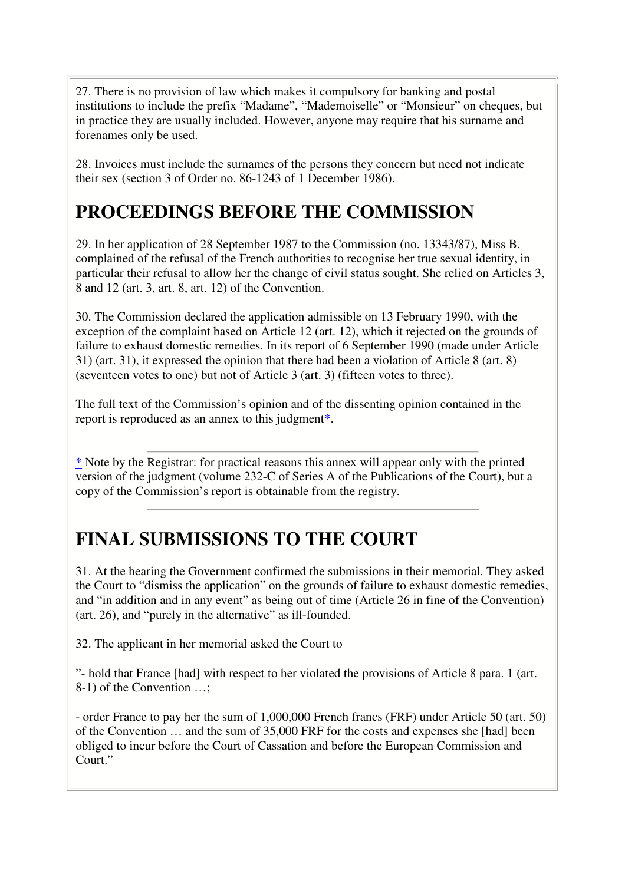27. There is no provision of law which makes it compulsory for banking and postal institutions to include the prefix “Madame”, “Mademoiselle” or “Monsieur” on cheques, but in practice they are usually included. However, anyone may require that his surname and forenames only be used.

28. Invoices must include the surnames of the persons they concern but need not indicate their sex (section 3 of Order no. 86-1243 of 1 December 1986).

## PROCEEDINGS BEFORE THE COMMISSION

29. In her application of 28 September 1987 to the Commission (no. 13343/87), Miss B. complained of the refusal of the French authorities to recognise her true sexual identity, in particular their refusal to allow her the change of civil status sought. She relied on Articles 3, 8 and 12 (art. 3, art. 8, art. 12) of the Convention.

30. The Commission declared the application admissible on 13 February 1990, with the exception of the complaint based on Article 12 (art. 12), which it rejected on the grounds of failure to exhaust domestic remedies. In its report of 6 September 1990 (made under Article 31) (art. 31), it expressed the opinion that there had been a violation of Article 8 (art. 8) (seventeen votes to one) but not of Article 3 (art. 3) (fifteen votes to three).

The full text of the Commission’s opinion and of the dissenting opinion contained in the report is reproduced as an annex to this judgment*.

---

* Note by the Registrar: for practical reasons this annex will appear only with the printed version of the judgment (volume 232-C of Series A of the Publications of the Court), but a copy of the Commission’s report is obtainable from the registry.

---

## FINAL SUBMISSIONS TO THE COURT

31. At the hearing the Government confirmed the submissions in their memorial. They asked the Court to “dismiss the application” on the grounds of failure to exhaust domestic remedies, and “in addition and in any event” as being out of time (Article 26 in fine of the Convention) (art. 26), and “purely in the alternative” as ill-founded.

32. The applicant in her memorial asked the Court to

”- hold that France [had] with respect to her violated the provisions of Article 8 para. 1 (art. 8-1) of the Convention …;

- order France to pay her the sum of 1,000,000 French francs (FRF) under Article 50 (art. 50) of the Convention … and the sum of 35,000 FRF for the costs and expenses she [had] been obliged to incur before the Court of Cassation and before the European Commission and Court.”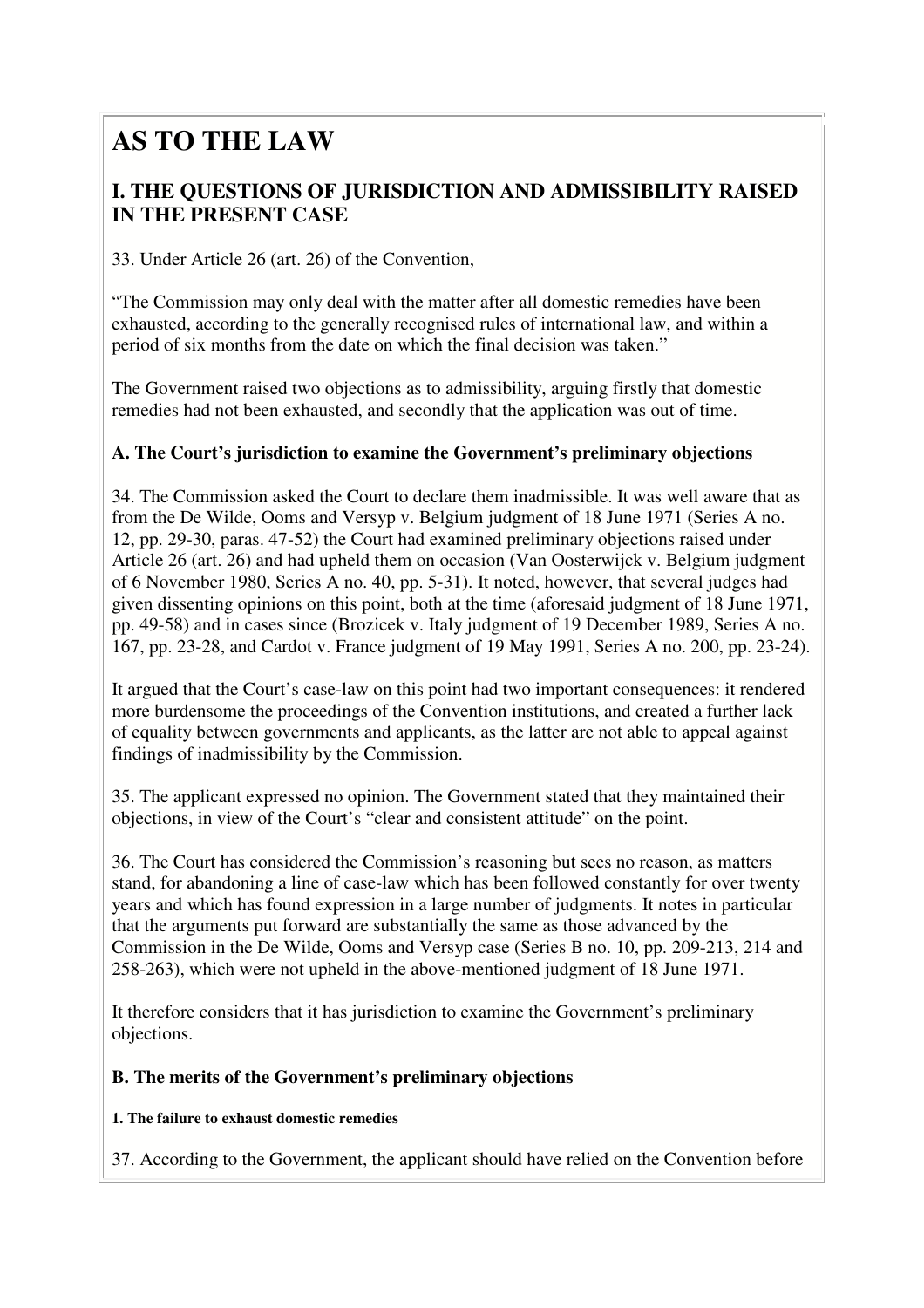# AS TO THE LAW

## I. THE QUESTIONS OF JURISDICTION AND ADMISSIBILITY RAISED IN THE PRESENT CASE

33. Under Article 26 (art. 26) of the Convention,

"The Commission may only deal with the matter after all domestic remedies have been exhausted, according to the generally recognised rules of international law, and within a period of six months from the date on which the final decision was taken."

The Government raised two objections as to admissibility, arguing firstly that domestic remedies had not been exhausted, and secondly that the application was out of time.

### A. The Court's jurisdiction to examine the Government's preliminary objections

34. The Commission asked the Court to declare them inadmissible. It was well aware that as from the De Wilde, Ooms and Versyp v. Belgium judgment of 18 June 1971 (Series A no. 12, pp. 29-30, paras. 47-52) the Court had examined preliminary objections raised under Article 26 (art. 26) and had upheld them on occasion (Van Oosterwijck v. Belgium judgment of 6 November 1980, Series A no. 40, pp. 5-31). It noted, however, that several judges had given dissenting opinions on this point, both at the time (aforesaid judgment of 18 June 1971, pp. 49-58) and in cases since (Brozicek v. Italy judgment of 19 December 1989, Series A no. 167, pp. 23-28, and Cardot v. France judgment of 19 May 1991, Series A no. 200, pp. 23-24).

It argued that the Court's case-law on this point had two important consequences: it rendered more burdensome the proceedings of the Convention institutions, and created a further lack of equality between governments and applicants, as the latter are not able to appeal against findings of inadmissibility by the Commission.

35. The applicant expressed no opinion. The Government stated that they maintained their objections, in view of the Court's "clear and consistent attitude" on the point.

36. The Court has considered the Commission's reasoning but sees no reason, as matters stand, for abandoning a line of case-law which has been followed constantly for over twenty years and which has found expression in a large number of judgments. It notes in particular that the arguments put forward are substantially the same as those advanced by the Commission in the De Wilde, Ooms and Versyp case (Series B no. 10, pp. 209-213, 214 and 258-263), which were not upheld in the above-mentioned judgment of 18 June 1971.

It therefore considers that it has jurisdiction to examine the Government's preliminary objections.

### B. The merits of the Government's preliminary objections

#### 1. The failure to exhaust domestic remedies

37. According to the Government, the applicant should have relied on the Convention before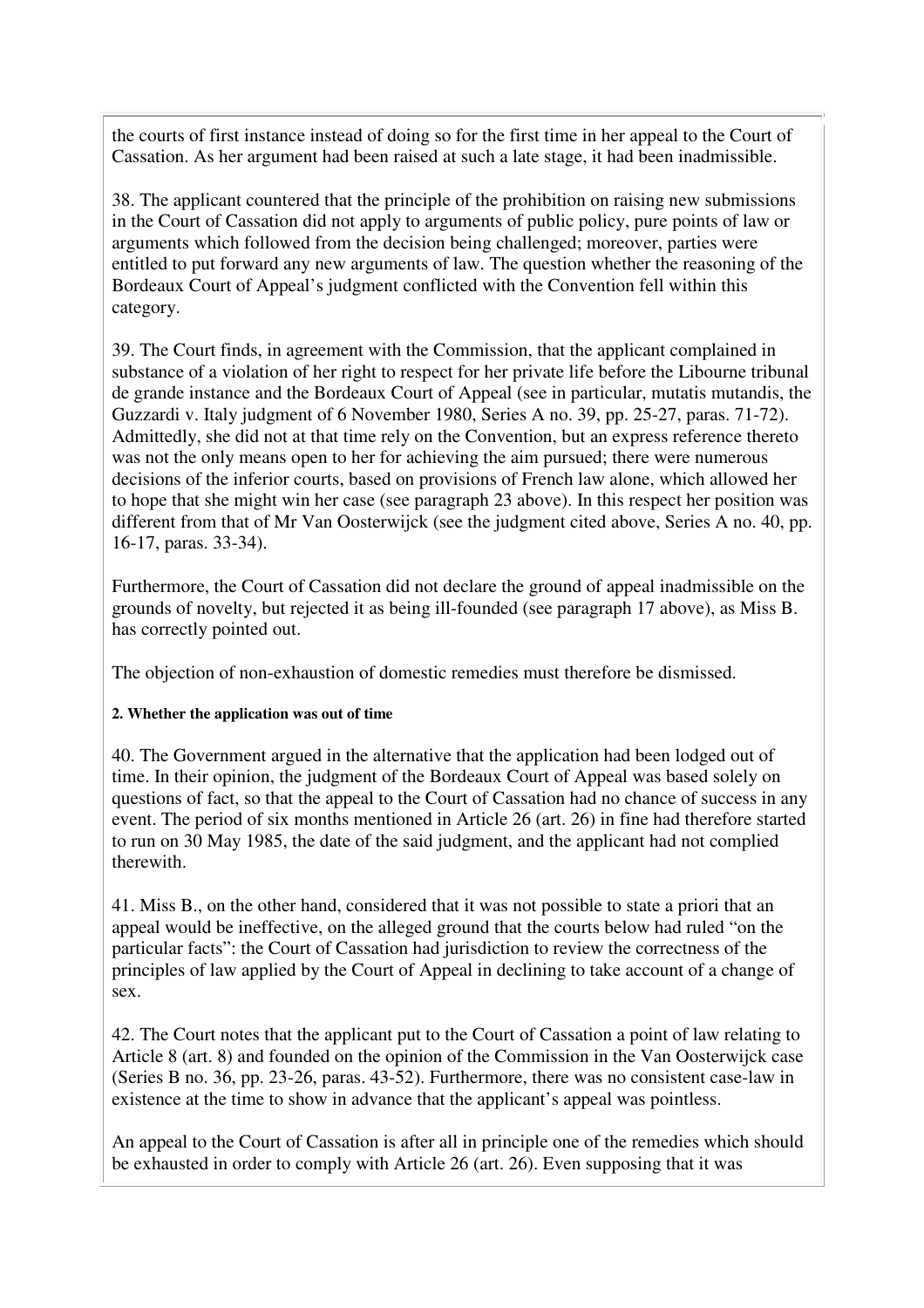the courts of first instance instead of doing so for the first time in her appeal to the Court of Cassation. As her argument had been raised at such a late stage, it had been inadmissible.

38. The applicant countered that the principle of the prohibition on raising new submissions in the Court of Cassation did not apply to arguments of public policy, pure points of law or arguments which followed from the decision being challenged; moreover, parties were entitled to put forward any new arguments of law. The question whether the reasoning of the Bordeaux Court of Appeal's judgment conflicted with the Convention fell within this category.

39. The Court finds, in agreement with the Commission, that the applicant complained in substance of a violation of her right to respect for her private life before the Libourne tribunal de grande instance and the Bordeaux Court of Appeal (see in particular, mutatis mutandis, the Guzzardi v. Italy judgment of 6 November 1980, Series A no. 39, pp. 25-27, paras. 71-72). Admittedly, she did not at that time rely on the Convention, but an express reference thereto was not the only means open to her for achieving the aim pursued; there were numerous decisions of the inferior courts, based on provisions of French law alone, which allowed her to hope that she might win her case (see paragraph 23 above). In this respect her position was different from that of Mr Van Oosterwijck (see the judgment cited above, Series A no. 40, pp. 16-17, paras. 33-34).

Furthermore, the Court of Cassation did not declare the ground of appeal inadmissible on the grounds of novelty, but rejected it as being ill-founded (see paragraph 17 above), as Miss B. has correctly pointed out.

The objection of non-exhaustion of domestic remedies must therefore be dismissed.

#### 2. Whether the application was out of time

40. The Government argued in the alternative that the application had been lodged out of time. In their opinion, the judgment of the Bordeaux Court of Appeal was based solely on questions of fact, so that the appeal to the Court of Cassation had no chance of success in any event. The period of six months mentioned in Article 26 (art. 26) in fine had therefore started to run on 30 May 1985, the date of the said judgment, and the applicant had not complied therewith.

41. Miss B., on the other hand, considered that it was not possible to state a priori that an appeal would be ineffective, on the alleged ground that the courts below had ruled "on the particular facts": the Court of Cassation had jurisdiction to review the correctness of the principles of law applied by the Court of Appeal in declining to take account of a change of sex.

42. The Court notes that the applicant put to the Court of Cassation a point of law relating to Article 8 (art. 8) and founded on the opinion of the Commission in the Van Oosterwijck case (Series B no. 36, pp. 23-26, paras. 43-52). Furthermore, there was no consistent case-law in existence at the time to show in advance that the applicant's appeal was pointless.

An appeal to the Court of Cassation is after all in principle one of the remedies which should be exhausted in order to comply with Article 26 (art. 26). Even supposing that it was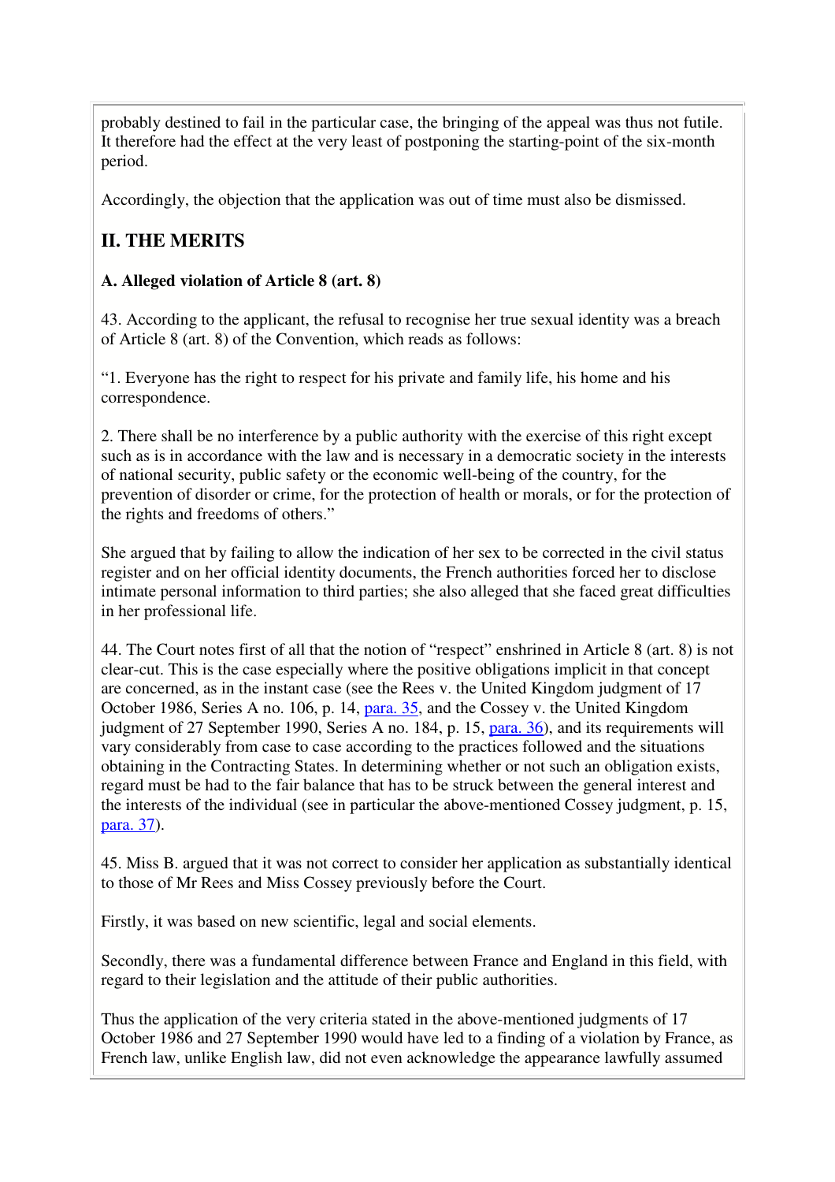probably destined to fail in the particular case, the bringing of the appeal was thus not futile. It therefore had the effect at the very least of postponing the starting-point of the six-month period.

Accordingly, the objection that the application was out of time must also be dismissed.

## II. THE MERITS

### A. Alleged violation of Article 8 (art. 8)

43. According to the applicant, the refusal to recognise her true sexual identity was a breach of Article 8 (art. 8) of the Convention, which reads as follows:

"1. Everyone has the right to respect for his private and family life, his home and his correspondence.

2. There shall be no interference by a public authority with the exercise of this right except such as is in accordance with the law and is necessary in a democratic society in the interests of national security, public safety or the economic well-being of the country, for the prevention of disorder or crime, for the protection of health or morals, or for the protection of the rights and freedoms of others."

She argued that by failing to allow the indication of her sex to be corrected in the civil status register and on her official identity documents, the French authorities forced her to disclose intimate personal information to third parties; she also alleged that she faced great difficulties in her professional life.

44. The Court notes first of all that the notion of "respect" enshrined in Article 8 (art. 8) is not clear-cut. This is the case especially where the positive obligations implicit in that concept are concerned, as in the instant case (see the Rees v. the United Kingdom judgment of 17 October 1986, Series A no. 106, p. 14, para. 35, and the Cossey v. the United Kingdom judgment of 27 September 1990, Series A no. 184, p. 15, para. 36), and its requirements will vary considerably from case to case according to the practices followed and the situations obtaining in the Contracting States. In determining whether or not such an obligation exists, regard must be had to the fair balance that has to be struck between the general interest and the interests of the individual (see in particular the above-mentioned Cossey judgment, p. 15, para. 37).

45. Miss B. argued that it was not correct to consider her application as substantially identical to those of Mr Rees and Miss Cossey previously before the Court.

Firstly, it was based on new scientific, legal and social elements.

Secondly, there was a fundamental difference between France and England in this field, with regard to their legislation and the attitude of their public authorities.

Thus the application of the very criteria stated in the above-mentioned judgments of 17 October 1986 and 27 September 1990 would have led to a finding of a violation by France, as French law, unlike English law, did not even acknowledge the appearance lawfully assumed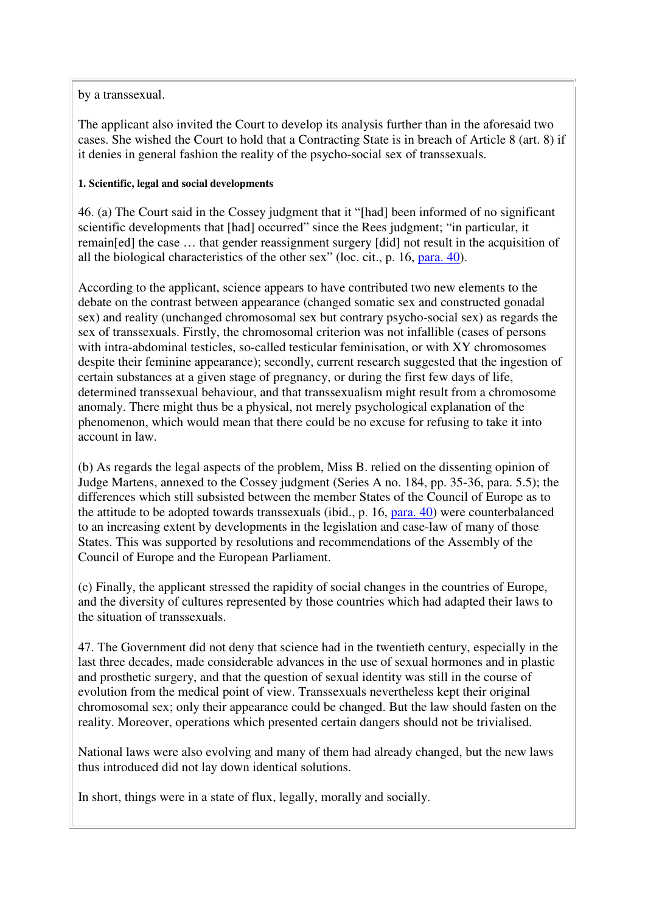by a transsexual.

The applicant also invited the Court to develop its analysis further than in the aforesaid two cases. She wished the Court to hold that a Contracting State is in breach of Article 8 (art. 8) if it denies in general fashion the reality of the psycho-social sex of transsexuals.

#### 1. Scientific, legal and social developments

46. (a) The Court said in the Cossey judgment that it "[had] been informed of no significant scientific developments that [had] occurred" since the Rees judgment; "in particular, it remain[ed] the case … that gender reassignment surgery [did] not result in the acquisition of all the biological characteristics of the other sex" (loc. cit., p. 16, para. 40).

According to the applicant, science appears to have contributed two new elements to the debate on the contrast between appearance (changed somatic sex and constructed gonadal sex) and reality (unchanged chromosomal sex but contrary psycho-social sex) as regards the sex of transsexuals. Firstly, the chromosomal criterion was not infallible (cases of persons with intra-abdominal testicles, so-called testicular feminisation, or with XY chromosomes despite their feminine appearance); secondly, current research suggested that the ingestion of certain substances at a given stage of pregnancy, or during the first few days of life, determined transsexual behaviour, and that transsexualism might result from a chromosome anomaly. There might thus be a physical, not merely psychological explanation of the phenomenon, which would mean that there could be no excuse for refusing to take it into account in law.

(b) As regards the legal aspects of the problem, Miss B. relied on the dissenting opinion of Judge Martens, annexed to the Cossey judgment (Series A no. 184, pp. 35-36, para. 5.5); the differences which still subsisted between the member States of the Council of Europe as to the attitude to be adopted towards transsexuals (ibid., p. 16, para. 40) were counterbalanced to an increasing extent by developments in the legislation and case-law of many of those States. This was supported by resolutions and recommendations of the Assembly of the Council of Europe and the European Parliament.

(c) Finally, the applicant stressed the rapidity of social changes in the countries of Europe, and the diversity of cultures represented by those countries which had adapted their laws to the situation of transsexuals.

47. The Government did not deny that science had in the twentieth century, especially in the last three decades, made considerable advances in the use of sexual hormones and in plastic and prosthetic surgery, and that the question of sexual identity was still in the course of evolution from the medical point of view. Transsexuals nevertheless kept their original chromosomal sex; only their appearance could be changed. But the law should fasten on the reality. Moreover, operations which presented certain dangers should not be trivialised.

National laws were also evolving and many of them had already changed, but the new laws thus introduced did not lay down identical solutions.

In short, things were in a state of flux, legally, morally and socially.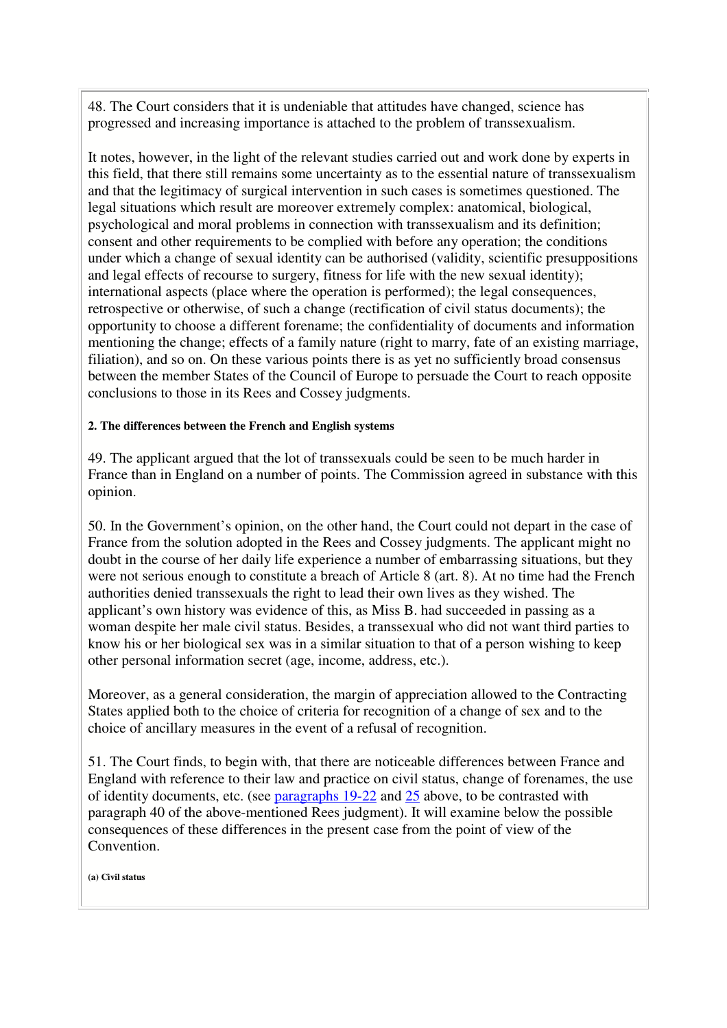48. The Court considers that it is undeniable that attitudes have changed, science has progressed and increasing importance is attached to the problem of transsexualism.

It notes, however, in the light of the relevant studies carried out and work done by experts in this field, that there still remains some uncertainty as to the essential nature of transsexualism and that the legitimacy of surgical intervention in such cases is sometimes questioned. The legal situations which result are moreover extremely complex: anatomical, biological, psychological and moral problems in connection with transsexualism and its definition; consent and other requirements to be complied with before any operation; the conditions under which a change of sexual identity can be authorised (validity, scientific presuppositions and legal effects of recourse to surgery, fitness for life with the new sexual identity); international aspects (place where the operation is performed); the legal consequences, retrospective or otherwise, of such a change (rectification of civil status documents); the opportunity to choose a different forename; the confidentiality of documents and information mentioning the change; effects of a family nature (right to marry, fate of an existing marriage, filiation), and so on. On these various points there is as yet no sufficiently broad consensus between the member States of the Council of Europe to persuade the Court to reach opposite conclusions to those in its Rees and Cossey judgments.

#### 2. The differences between the French and English systems

49. The applicant argued that the lot of transsexuals could be seen to be much harder in France than in England on a number of points. The Commission agreed in substance with this opinion.

50. In the Government's opinion, on the other hand, the Court could not depart in the case of France from the solution adopted in the Rees and Cossey judgments. The applicant might no doubt in the course of her daily life experience a number of embarrassing situations, but they were not serious enough to constitute a breach of Article 8 (art. 8). At no time had the French authorities denied transsexuals the right to lead their own lives as they wished. The applicant's own history was evidence of this, as Miss B. had succeeded in passing as a woman despite her male civil status. Besides, a transsexual who did not want third parties to know his or her biological sex was in a similar situation to that of a person wishing to keep other personal information secret (age, income, address, etc.).

Moreover, as a general consideration, the margin of appreciation allowed to the Contracting States applied both to the choice of criteria for recognition of a change of sex and to the choice of ancillary measures in the event of a refusal of recognition.

51. The Court finds, to begin with, that there are noticeable differences between France and England with reference to their law and practice on civil status, change of forenames, the use of identity documents, etc. (see paragraphs 19-22 and 25 above, to be contrasted with paragraph 40 of the above-mentioned Rees judgment). It will examine below the possible consequences of these differences in the present case from the point of view of the Convention.

##### (a) Civil status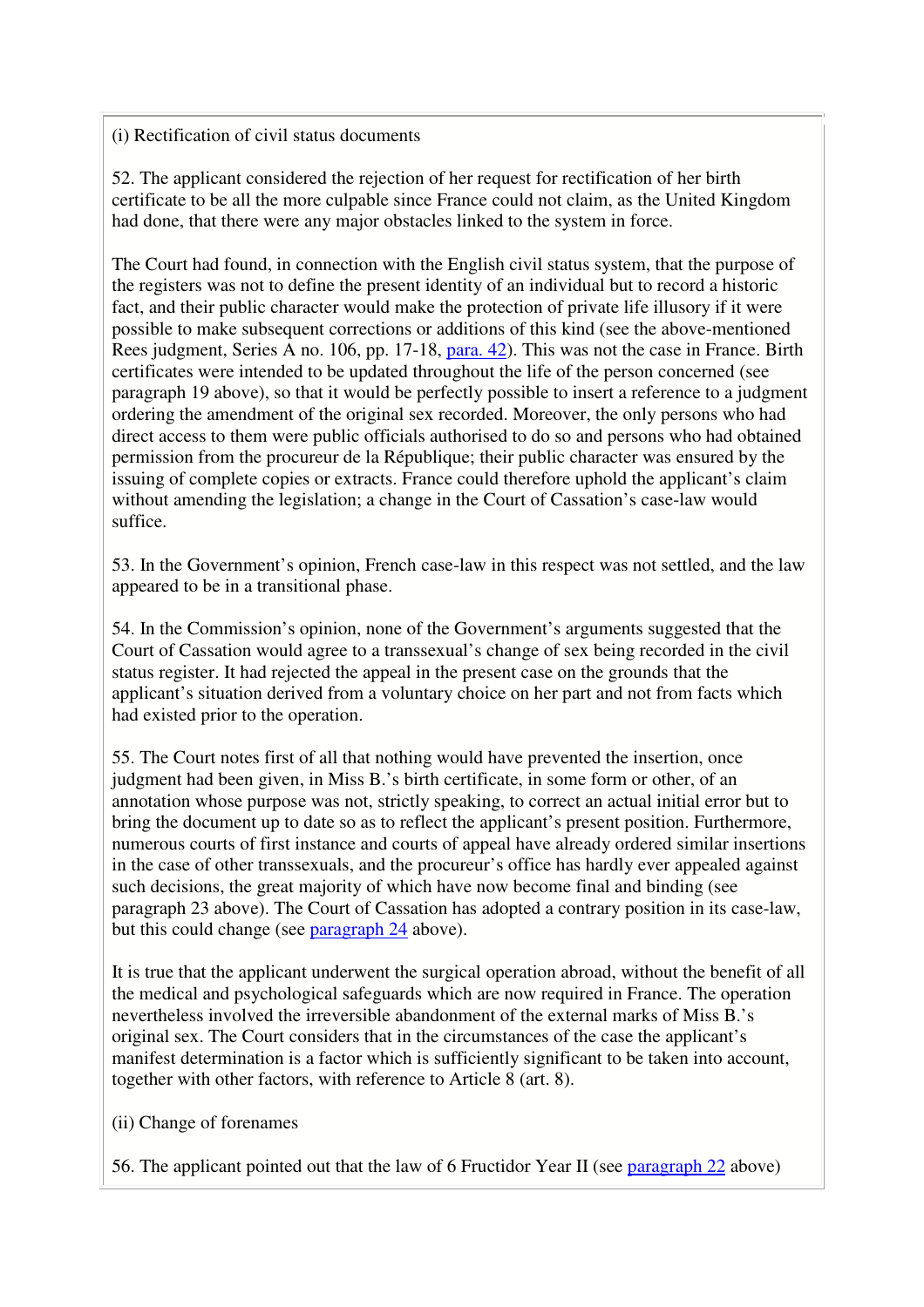(i) Rectification of civil status documents

52. The applicant considered the rejection of her request for rectification of her birth certificate to be all the more culpable since France could not claim, as the United Kingdom had done, that there were any major obstacles linked to the system in force.

The Court had found, in connection with the English civil status system, that the purpose of the registers was not to define the present identity of an individual but to record a historic fact, and their public character would make the protection of private life illusory if it were possible to make subsequent corrections or additions of this kind (see the above-mentioned Rees judgment, Series A no. 106, pp. 17-18, para. 42). This was not the case in France. Birth certificates were intended to be updated throughout the life of the person concerned (see paragraph 19 above), so that it would be perfectly possible to insert a reference to a judgment ordering the amendment of the original sex recorded. Moreover, the only persons who had direct access to them were public officials authorised to do so and persons who had obtained permission from the procureur de la République; their public character was ensured by the issuing of complete copies or extracts. France could therefore uphold the applicant's claim without amending the legislation; a change in the Court of Cassation's case-law would suffice.

53. In the Government's opinion, French case-law in this respect was not settled, and the law appeared to be in a transitional phase.

54. In the Commission's opinion, none of the Government's arguments suggested that the Court of Cassation would agree to a transsexual's change of sex being recorded in the civil status register. It had rejected the appeal in the present case on the grounds that the applicant's situation derived from a voluntary choice on her part and not from facts which had existed prior to the operation.

55. The Court notes first of all that nothing would have prevented the insertion, once judgment had been given, in Miss B.'s birth certificate, in some form or other, of an annotation whose purpose was not, strictly speaking, to correct an actual initial error but to bring the document up to date so as to reflect the applicant's present position. Furthermore, numerous courts of first instance and courts of appeal have already ordered similar insertions in the case of other transsexuals, and the procureur's office has hardly ever appealed against such decisions, the great majority of which have now become final and binding (see paragraph 23 above). The Court of Cassation has adopted a contrary position in its case-law, but this could change (see paragraph 24 above).

It is true that the applicant underwent the surgical operation abroad, without the benefit of all the medical and psychological safeguards which are now required in France. The operation nevertheless involved the irreversible abandonment of the external marks of Miss B.'s original sex. The Court considers that in the circumstances of the case the applicant's manifest determination is a factor which is sufficiently significant to be taken into account, together with other factors, with reference to Article 8 (art. 8).

(ii) Change of forenames

56. The applicant pointed out that the law of 6 Fructidor Year II (see paragraph 22 above)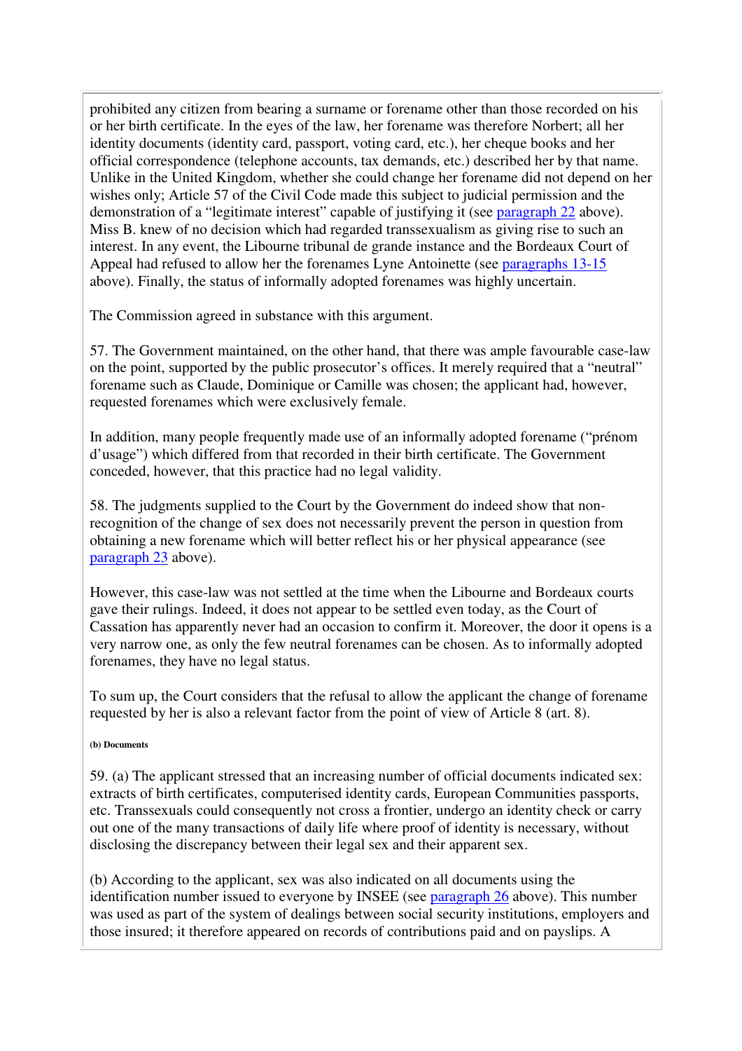prohibited any citizen from bearing a surname or forename other than those recorded on his or her birth certificate. In the eyes of the law, her forename was therefore Norbert; all her identity documents (identity card, passport, voting card, etc.), her cheque books and her official correspondence (telephone accounts, tax demands, etc.) described her by that name. Unlike in the United Kingdom, whether she could change her forename did not depend on her wishes only; Article 57 of the Civil Code made this subject to judicial permission and the demonstration of a "legitimate interest" capable of justifying it (see paragraph 22 above). Miss B. knew of no decision which had regarded transsexualism as giving rise to such an interest. In any event, the Libourne tribunal de grande instance and the Bordeaux Court of Appeal had refused to allow her the forenames Lyne Antoinette (see paragraphs 13-15 above). Finally, the status of informally adopted forenames was highly uncertain.

The Commission agreed in substance with this argument.

57. The Government maintained, on the other hand, that there was ample favourable case-law on the point, supported by the public prosecutor's offices. It merely required that a "neutral" forename such as Claude, Dominique or Camille was chosen; the applicant had, however, requested forenames which were exclusively female.

In addition, many people frequently made use of an informally adopted forename ("prénom d'usage") which differed from that recorded in their birth certificate. The Government conceded, however, that this practice had no legal validity.

58. The judgments supplied to the Court by the Government do indeed show that non-recognition of the change of sex does not necessarily prevent the person in question from obtaining a new forename which will better reflect his or her physical appearance (see paragraph 23 above).

However, this case-law was not settled at the time when the Libourne and Bordeaux courts gave their rulings. Indeed, it does not appear to be settled even today, as the Court of Cassation has apparently never had an occasion to confirm it. Moreover, the door it opens is a very narrow one, as only the few neutral forenames can be chosen. As to informally adopted forenames, they have no legal status.

To sum up, the Court considers that the refusal to allow the applicant the change of forename requested by her is also a relevant factor from the point of view of Article 8 (art. 8).

##### (b) Documents

59. (a) The applicant stressed that an increasing number of official documents indicated sex: extracts of birth certificates, computerised identity cards, European Communities passports, etc. Transsexuals could consequently not cross a frontier, undergo an identity check or carry out one of the many transactions of daily life where proof of identity is necessary, without disclosing the discrepancy between their legal sex and their apparent sex.

(b) According to the applicant, sex was also indicated on all documents using the identification number issued to everyone by INSEE (see paragraph 26 above). This number was used as part of the system of dealings between social security institutions, employers and those insured; it therefore appeared on records of contributions paid and on payslips. A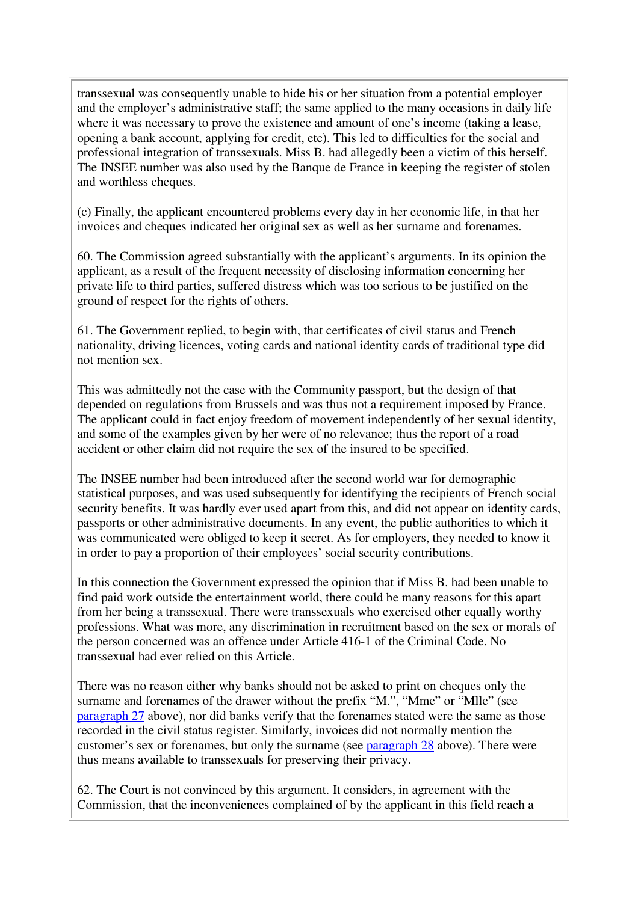transsexual was consequently unable to hide his or her situation from a potential employer and the employer's administrative staff; the same applied to the many occasions in daily life where it was necessary to prove the existence and amount of one's income (taking a lease, opening a bank account, applying for credit, etc). This led to difficulties for the social and professional integration of transsexuals. Miss B. had allegedly been a victim of this herself. The INSEE number was also used by the Banque de France in keeping the register of stolen and worthless cheques.

(c) Finally, the applicant encountered problems every day in her economic life, in that her invoices and cheques indicated her original sex as well as her surname and forenames.

60. The Commission agreed substantially with the applicant's arguments. In its opinion the applicant, as a result of the frequent necessity of disclosing information concerning her private life to third parties, suffered distress which was too serious to be justified on the ground of respect for the rights of others.

61. The Government replied, to begin with, that certificates of civil status and French nationality, driving licences, voting cards and national identity cards of traditional type did not mention sex.

This was admittedly not the case with the Community passport, but the design of that depended on regulations from Brussels and was thus not a requirement imposed by France. The applicant could in fact enjoy freedom of movement independently of her sexual identity, and some of the examples given by her were of no relevance; thus the report of a road accident or other claim did not require the sex of the insured to be specified.

The INSEE number had been introduced after the second world war for demographic statistical purposes, and was used subsequently for identifying the recipients of French social security benefits. It was hardly ever used apart from this, and did not appear on identity cards, passports or other administrative documents. In any event, the public authorities to which it was communicated were obliged to keep it secret. As for employers, they needed to know it in order to pay a proportion of their employees' social security contributions.

In this connection the Government expressed the opinion that if Miss B. had been unable to find paid work outside the entertainment world, there could be many reasons for this apart from her being a transsexual. There were transsexuals who exercised other equally worthy professions. What was more, any discrimination in recruitment based on the sex or morals of the person concerned was an offence under Article 416-1 of the Criminal Code. No transsexual had ever relied on this Article.

There was no reason either why banks should not be asked to print on cheques only the surname and forenames of the drawer without the prefix "M.", "Mme" or "Mlle" (see paragraph 27 above), nor did banks verify that the forenames stated were the same as those recorded in the civil status register. Similarly, invoices did not normally mention the customer's sex or forenames, but only the surname (see paragraph 28 above). There were thus means available to transsexuals for preserving their privacy.

62. The Court is not convinced by this argument. It considers, in agreement with the Commission, that the inconveniences complained of by the applicant in this field reach a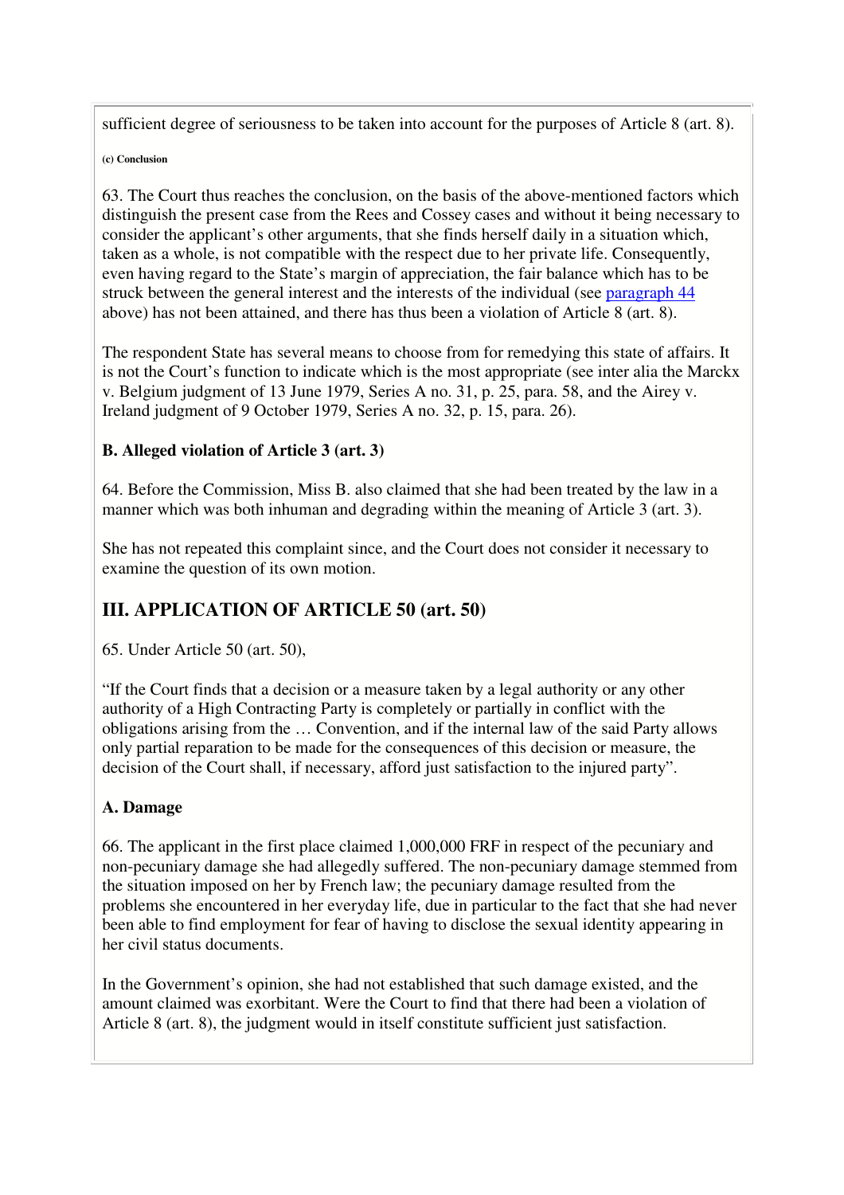sufficient degree of seriousness to be taken into account for the purposes of Article 8 (art. 8).

**(c) Conclusion**

63. The Court thus reaches the conclusion, on the basis of the above-mentioned factors which distinguish the present case from the Rees and Cossey cases and without it being necessary to consider the applicant's other arguments, that she finds herself daily in a situation which, taken as a whole, is not compatible with the respect due to her private life. Consequently, even having regard to the State's margin of appreciation, the fair balance which has to be struck between the general interest and the interests of the individual (see paragraph 44 above) has not been attained, and there has thus been a violation of Article 8 (art. 8).

The respondent State has several means to choose from for remedying this state of affairs. It is not the Court's function to indicate which is the most appropriate (see inter alia the Marckx v. Belgium judgment of 13 June 1979, Series A no. 31, p. 25, para. 58, and the Airey v. Ireland judgment of 9 October 1979, Series A no. 32, p. 15, para. 26).

### B. Alleged violation of Article 3 (art. 3)

64. Before the Commission, Miss B. also claimed that she had been treated by the law in a manner which was both inhuman and degrading within the meaning of Article 3 (art. 3).

She has not repeated this complaint since, and the Court does not consider it necessary to examine the question of its own motion.

## III. APPLICATION OF ARTICLE 50 (art. 50)

65. Under Article 50 (art. 50),

"If the Court finds that a decision or a measure taken by a legal authority or any other authority of a High Contracting Party is completely or partially in conflict with the obligations arising from the … Convention, and if the internal law of the said Party allows only partial reparation to be made for the consequences of this decision or measure, the decision of the Court shall, if necessary, afford just satisfaction to the injured party".

### A. Damage

66. The applicant in the first place claimed 1,000,000 FRF in respect of the pecuniary and non-pecuniary damage she had allegedly suffered. The non-pecuniary damage stemmed from the situation imposed on her by French law; the pecuniary damage resulted from the problems she encountered in her everyday life, due in particular to the fact that she had never been able to find employment for fear of having to disclose the sexual identity appearing in her civil status documents.

In the Government's opinion, she had not established that such damage existed, and the amount claimed was exorbitant. Were the Court to find that there had been a violation of Article 8 (art. 8), the judgment would in itself constitute sufficient just satisfaction.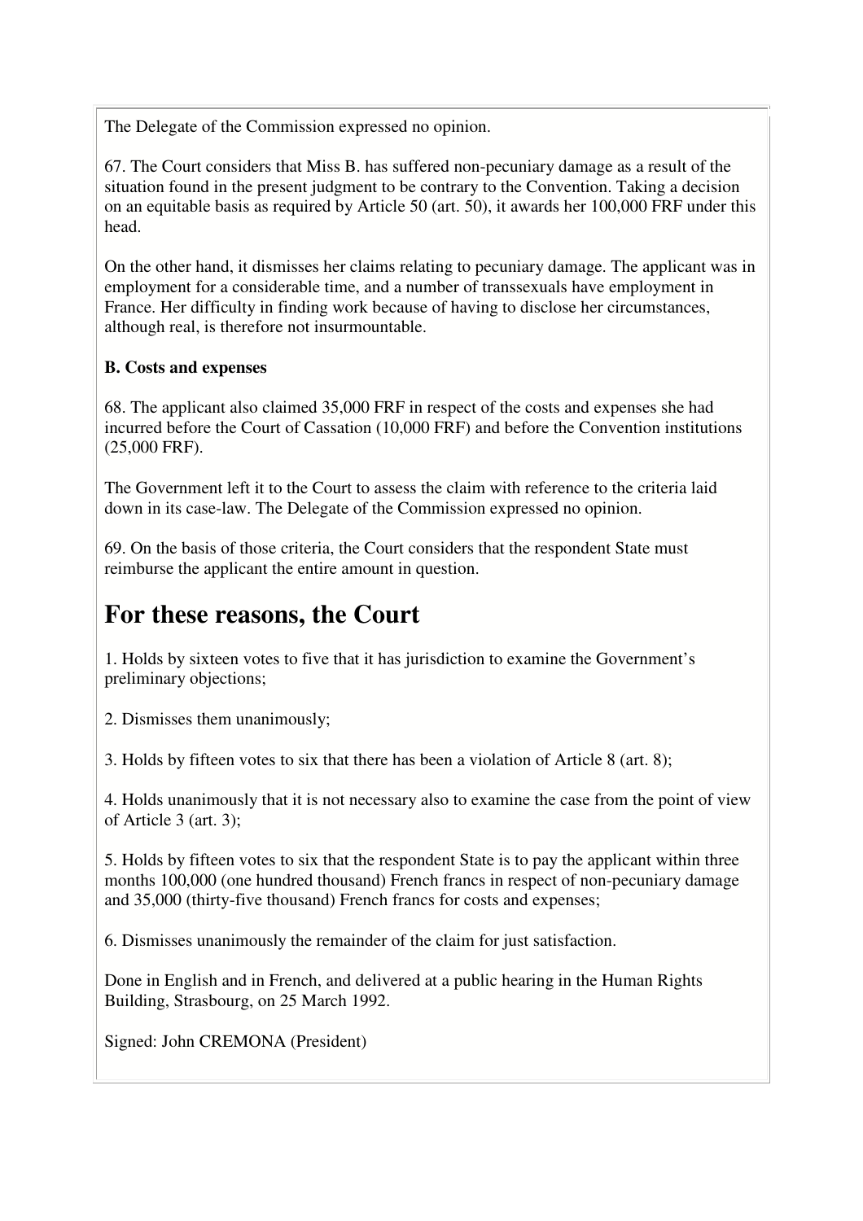The Delegate of the Commission expressed no opinion.

67. The Court considers that Miss B. has suffered non-pecuniary damage as a result of the situation found in the present judgment to be contrary to the Convention. Taking a decision on an equitable basis as required by Article 50 (art. 50), it awards her 100,000 FRF under this head.

On the other hand, it dismisses her claims relating to pecuniary damage. The applicant was in employment for a considerable time, and a number of transsexuals have employment in France. Her difficulty in finding work because of having to disclose her circumstances, although real, is therefore not insurmountable.

**B. Costs and expenses**

68. The applicant also claimed 35,000 FRF in respect of the costs and expenses she had incurred before the Court of Cassation (10,000 FRF) and before the Convention institutions (25,000 FRF).

The Government left it to the Court to assess the claim with reference to the criteria laid down in its case-law. The Delegate of the Commission expressed no opinion.

69. On the basis of those criteria, the Court considers that the respondent State must reimburse the applicant the entire amount in question.

# For these reasons, the Court

1. Holds by sixteen votes to five that it has jurisdiction to examine the Government's preliminary objections;

2. Dismisses them unanimously;

3. Holds by fifteen votes to six that there has been a violation of Article 8 (art. 8);

4. Holds unanimously that it is not necessary also to examine the case from the point of view of Article 3 (art. 3);

5. Holds by fifteen votes to six that the respondent State is to pay the applicant within three months 100,000 (one hundred thousand) French francs in respect of non-pecuniary damage and 35,000 (thirty-five thousand) French francs for costs and expenses;

6. Dismisses unanimously the remainder of the claim for just satisfaction.

Done in English and in French, and delivered at a public hearing in the Human Rights Building, Strasbourg, on 25 March 1992.

Signed: John CREMONA (President)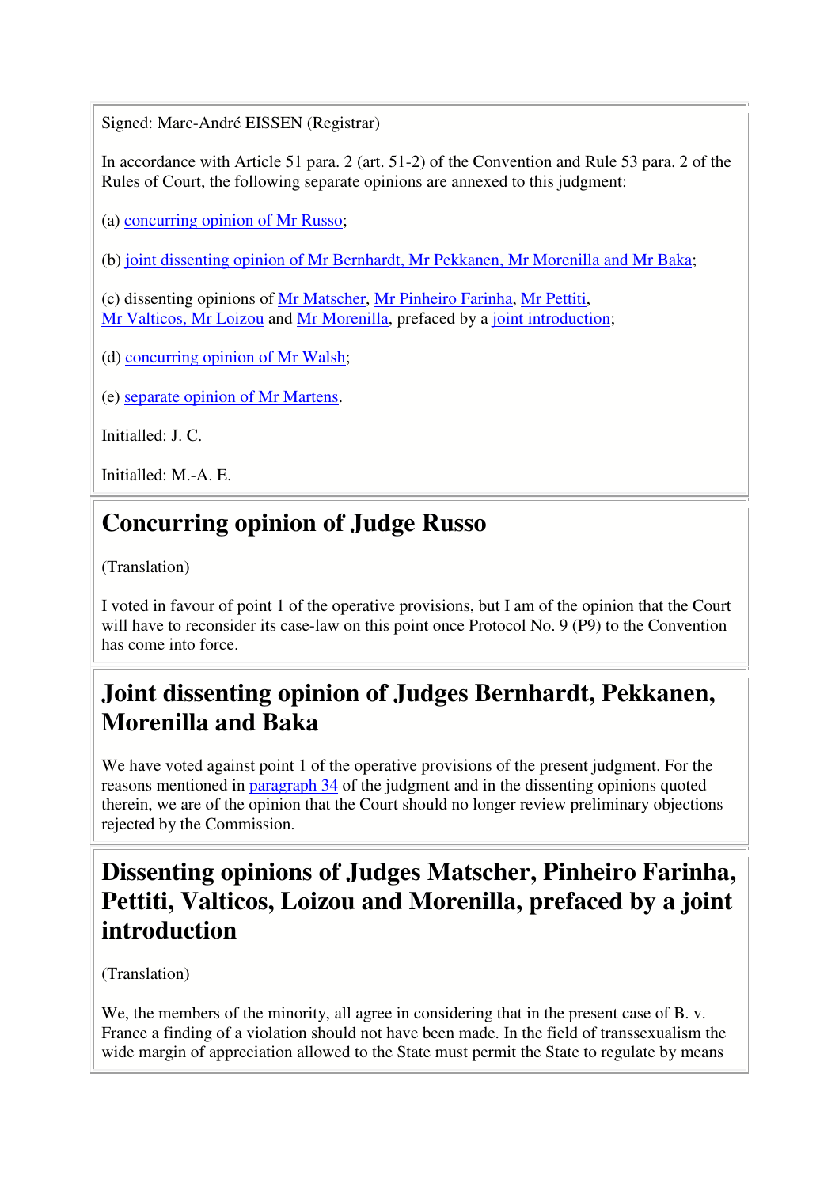Signed: Marc-André EISSEN (Registrar)

In accordance with Article 51 para. 2 (art. 51-2) of the Convention and Rule 53 para. 2 of the Rules of Court, the following separate opinions are annexed to this judgment:

(a) concurring opinion of Mr Russo;

(b) joint dissenting opinion of Mr Bernhardt, Mr Pekkanen, Mr Morenilla and Mr Baka;

(c) dissenting opinions of Mr Matscher, Mr Pinheiro Farinha, Mr Pettiti, Mr Valticos, Mr Loizou and Mr Morenilla, prefaced by a joint introduction;

(d) concurring opinion of Mr Walsh;

(e) separate opinion of Mr Martens.

Initialled: J. C.

Initialled: M.-A. E.

## Concurring opinion of Judge Russo

(Translation)

I voted in favour of point 1 of the operative provisions, but I am of the opinion that the Court will have to reconsider its case-law on this point once Protocol No. 9 (P9) to the Convention has come into force.

## Joint dissenting opinion of Judges Bernhardt, Pekkanen, Morenilla and Baka

We have voted against point 1 of the operative provisions of the present judgment. For the reasons mentioned in paragraph 34 of the judgment and in the dissenting opinions quoted therein, we are of the opinion that the Court should no longer review preliminary objections rejected by the Commission.

## Dissenting opinions of Judges Matscher, Pinheiro Farinha, Pettiti, Valticos, Loizou and Morenilla, prefaced by a joint introduction

(Translation)

We, the members of the minority, all agree in considering that in the present case of B. v. France a finding of a violation should not have been made. In the field of transsexualism the wide margin of appreciation allowed to the State must permit the State to regulate by means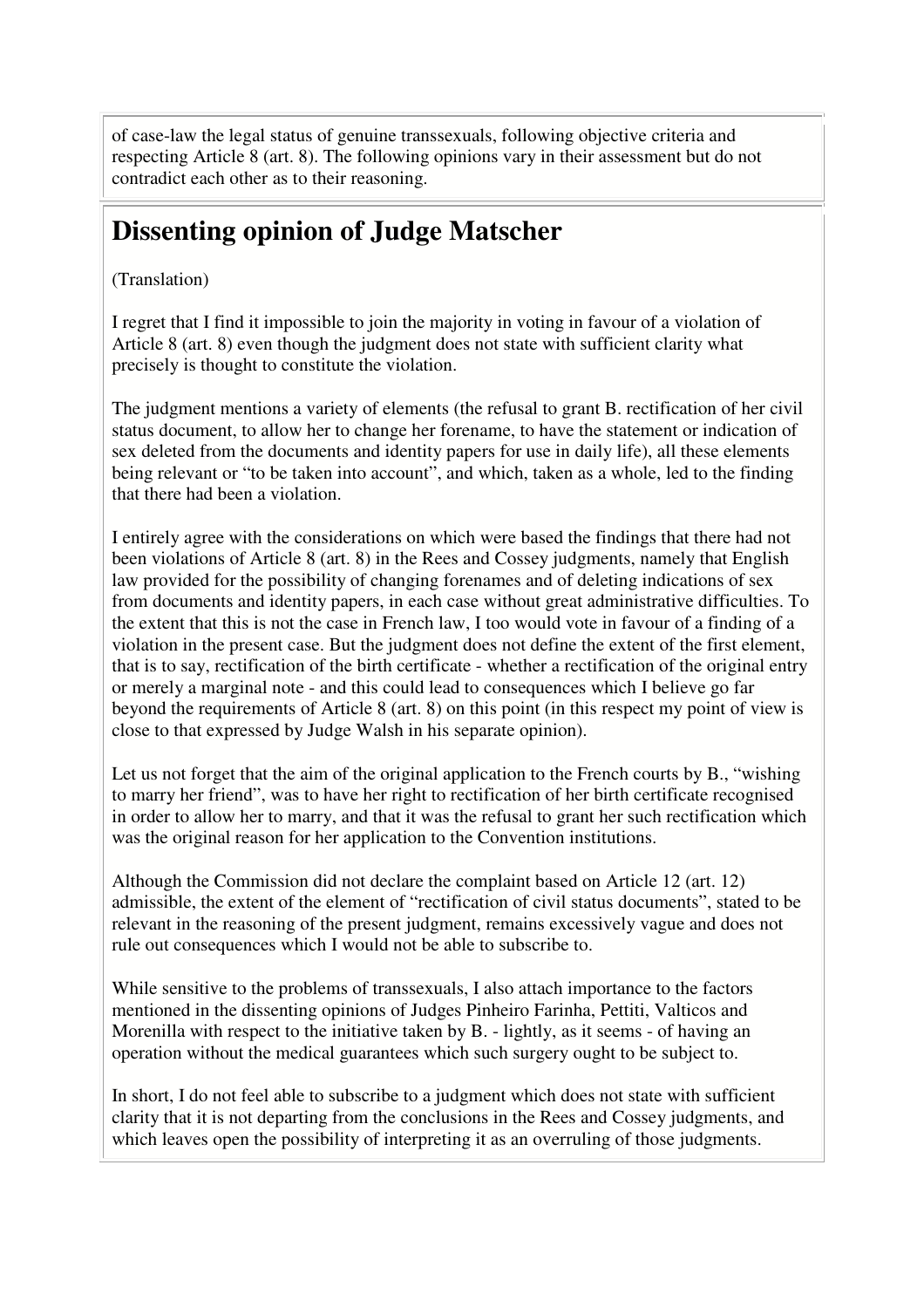of case-law the legal status of genuine transsexuals, following objective criteria and respecting Article 8 (art. 8). The following opinions vary in their assessment but do not contradict each other as to their reasoning.

## Dissenting opinion of Judge Matscher

(Translation)

I regret that I find it impossible to join the majority in voting in favour of a violation of Article 8 (art. 8) even though the judgment does not state with sufficient clarity what precisely is thought to constitute the violation.

The judgment mentions a variety of elements (the refusal to grant B. rectification of her civil status document, to allow her to change her forename, to have the statement or indication of sex deleted from the documents and identity papers for use in daily life), all these elements being relevant or "to be taken into account", and which, taken as a whole, led to the finding that there had been a violation.

I entirely agree with the considerations on which were based the findings that there had not been violations of Article 8 (art. 8) in the Rees and Cossey judgments, namely that English law provided for the possibility of changing forenames and of deleting indications of sex from documents and identity papers, in each case without great administrative difficulties. To the extent that this is not the case in French law, I too would vote in favour of a finding of a violation in the present case. But the judgment does not define the extent of the first element, that is to say, rectification of the birth certificate - whether a rectification of the original entry or merely a marginal note - and this could lead to consequences which I believe go far beyond the requirements of Article 8 (art. 8) on this point (in this respect my point of view is close to that expressed by Judge Walsh in his separate opinion).

Let us not forget that the aim of the original application to the French courts by B., "wishing to marry her friend", was to have her right to rectification of her birth certificate recognised in order to allow her to marry, and that it was the refusal to grant her such rectification which was the original reason for her application to the Convention institutions.

Although the Commission did not declare the complaint based on Article 12 (art. 12) admissible, the extent of the element of "rectification of civil status documents", stated to be relevant in the reasoning of the present judgment, remains excessively vague and does not rule out consequences which I would not be able to subscribe to.

While sensitive to the problems of transsexuals, I also attach importance to the factors mentioned in the dissenting opinions of Judges Pinheiro Farinha, Pettiti, Valticos and Morenilla with respect to the initiative taken by B. - lightly, as it seems - of having an operation without the medical guarantees which such surgery ought to be subject to.

In short, I do not feel able to subscribe to a judgment which does not state with sufficient clarity that it is not departing from the conclusions in the Rees and Cossey judgments, and which leaves open the possibility of interpreting it as an overruling of those judgments.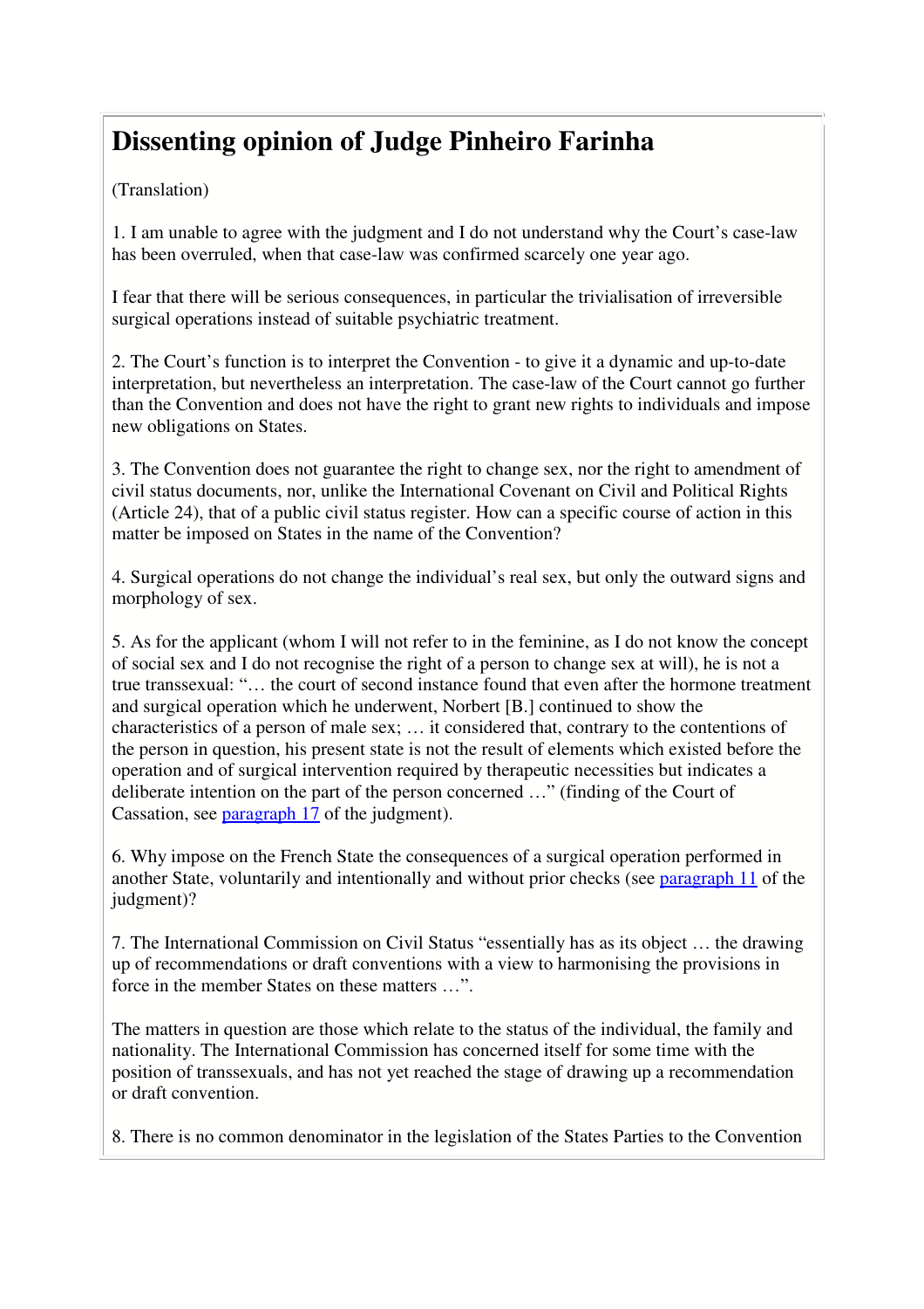# Dissenting opinion of Judge Pinheiro Farinha

(Translation)

1. I am unable to agree with the judgment and I do not understand why the Court's case-law has been overruled, when that case-law was confirmed scarcely one year ago.

I fear that there will be serious consequences, in particular the trivialisation of irreversible surgical operations instead of suitable psychiatric treatment.

2. The Court's function is to interpret the Convention - to give it a dynamic and up-to-date interpretation, but nevertheless an interpretation. The case-law of the Court cannot go further than the Convention and does not have the right to grant new rights to individuals and impose new obligations on States.

3. The Convention does not guarantee the right to change sex, nor the right to amendment of civil status documents, nor, unlike the International Covenant on Civil and Political Rights (Article 24), that of a public civil status register. How can a specific course of action in this matter be imposed on States in the name of the Convention?

4. Surgical operations do not change the individual's real sex, but only the outward signs and morphology of sex.

5. As for the applicant (whom I will not refer to in the feminine, as I do not know the concept of social sex and I do not recognise the right of a person to change sex at will), he is not a true transsexual: "… the court of second instance found that even after the hormone treatment and surgical operation which he underwent, Norbert [B.] continued to show the characteristics of a person of male sex; … it considered that, contrary to the contentions of the person in question, his present state is not the result of elements which existed before the operation and of surgical intervention required by therapeutic necessities but indicates a deliberate intention on the part of the person concerned …" (finding of the Court of Cassation, see paragraph 17 of the judgment).

6. Why impose on the French State the consequences of a surgical operation performed in another State, voluntarily and intentionally and without prior checks (see paragraph 11 of the judgment)?

7. The International Commission on Civil Status "essentially has as its object … the drawing up of recommendations or draft conventions with a view to harmonising the provisions in force in the member States on these matters …".

The matters in question are those which relate to the status of the individual, the family and nationality. The International Commission has concerned itself for some time with the position of transsexuals, and has not yet reached the stage of drawing up a recommendation or draft convention.

8. There is no common denominator in the legislation of the States Parties to the Convention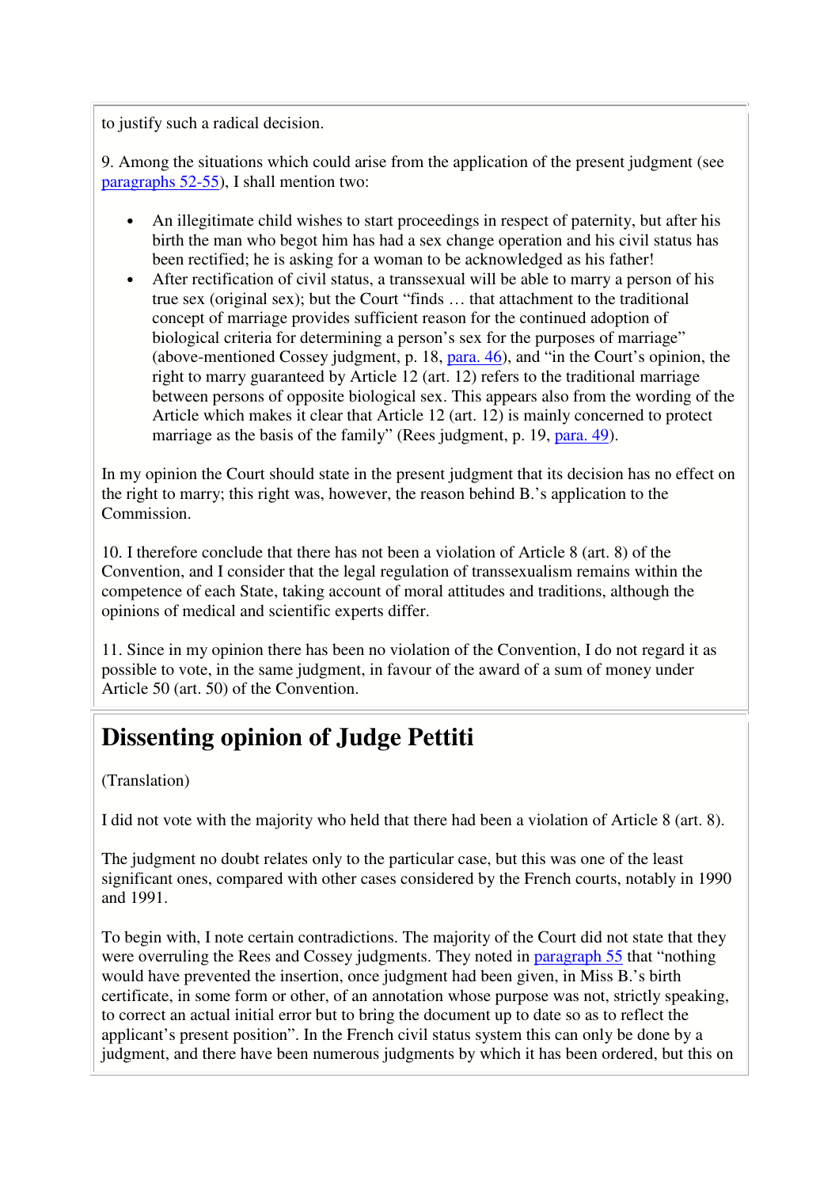to justify such a radical decision.

9. Among the situations which could arise from the application of the present judgment (see paragraphs 52-55), I shall mention two:

- An illegitimate child wishes to start proceedings in respect of paternity, but after his birth the man who begot him has had a sex change operation and his civil status has been rectified; he is asking for a woman to be acknowledged as his father!
- After rectification of civil status, a transsexual will be able to marry a person of his true sex (original sex); but the Court "finds … that attachment to the traditional concept of marriage provides sufficient reason for the continued adoption of biological criteria for determining a person's sex for the purposes of marriage" (above-mentioned Cossey judgment, p. 18, para. 46), and "in the Court's opinion, the right to marry guaranteed by Article 12 (art. 12) refers to the traditional marriage between persons of opposite biological sex. This appears also from the wording of the Article which makes it clear that Article 12 (art. 12) is mainly concerned to protect marriage as the basis of the family" (Rees judgment, p. 19, para. 49).

In my opinion the Court should state in the present judgment that its decision has no effect on the right to marry; this right was, however, the reason behind B.'s application to the Commission.

10. I therefore conclude that there has not been a violation of Article 8 (art. 8) of the Convention, and I consider that the legal regulation of transsexualism remains within the competence of each State, taking account of moral attitudes and traditions, although the opinions of medical and scientific experts differ.

11. Since in my opinion there has been no violation of the Convention, I do not regard it as possible to vote, in the same judgment, in favour of the award of a sum of money under Article 50 (art. 50) of the Convention.

# Dissenting opinion of Judge Pettiti

(Translation)

I did not vote with the majority who held that there had been a violation of Article 8 (art. 8).

The judgment no doubt relates only to the particular case, but this was one of the least significant ones, compared with other cases considered by the French courts, notably in 1990 and 1991.

To begin with, I note certain contradictions. The majority of the Court did not state that they were overruling the Rees and Cossey judgments. They noted in paragraph 55 that "nothing would have prevented the insertion, once judgment had been given, in Miss B.'s birth certificate, in some form or other, of an annotation whose purpose was not, strictly speaking, to correct an actual initial error but to bring the document up to date so as to reflect the applicant's present position". In the French civil status system this can only be done by a judgment, and there have been numerous judgments by which it has been ordered, but this on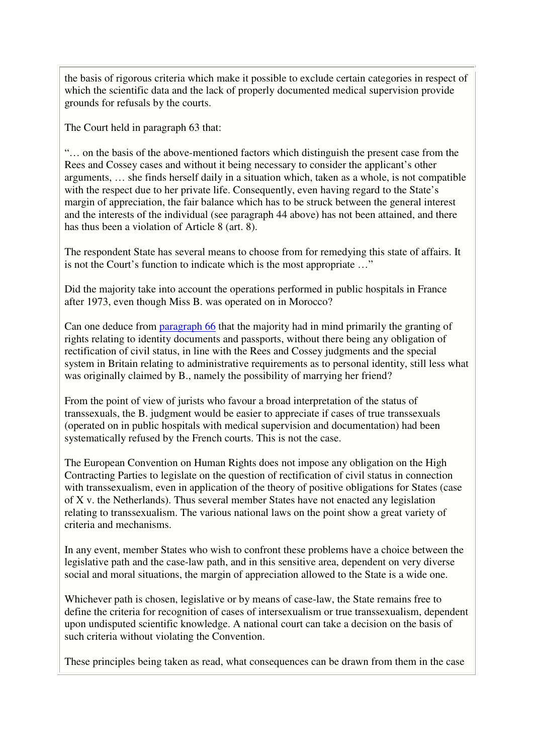the basis of rigorous criteria which make it possible to exclude certain categories in respect of which the scientific data and the lack of properly documented medical supervision provide grounds for refusals by the courts.

The Court held in paragraph 63 that:

"… on the basis of the above-mentioned factors which distinguish the present case from the Rees and Cossey cases and without it being necessary to consider the applicant's other arguments, … she finds herself daily in a situation which, taken as a whole, is not compatible with the respect due to her private life. Consequently, even having regard to the State's margin of appreciation, the fair balance which has to be struck between the general interest and the interests of the individual (see paragraph 44 above) has not been attained, and there has thus been a violation of Article 8 (art. 8).

The respondent State has several means to choose from for remedying this state of affairs. It is not the Court's function to indicate which is the most appropriate …"

Did the majority take into account the operations performed in public hospitals in France after 1973, even though Miss B. was operated on in Morocco?

Can one deduce from paragraph 66 that the majority had in mind primarily the granting of rights relating to identity documents and passports, without there being any obligation of rectification of civil status, in line with the Rees and Cossey judgments and the special system in Britain relating to administrative requirements as to personal identity, still less what was originally claimed by B., namely the possibility of marrying her friend?

From the point of view of jurists who favour a broad interpretation of the status of transsexuals, the B. judgment would be easier to appreciate if cases of true transsexuals (operated on in public hospitals with medical supervision and documentation) had been systematically refused by the French courts. This is not the case.

The European Convention on Human Rights does not impose any obligation on the High Contracting Parties to legislate on the question of rectification of civil status in connection with transsexualism, even in application of the theory of positive obligations for States (case of X v. the Netherlands). Thus several member States have not enacted any legislation relating to transsexualism. The various national laws on the point show a great variety of criteria and mechanisms.

In any event, member States who wish to confront these problems have a choice between the legislative path and the case-law path, and in this sensitive area, dependent on very diverse social and moral situations, the margin of appreciation allowed to the State is a wide one.

Whichever path is chosen, legislative or by means of case-law, the State remains free to define the criteria for recognition of cases of intersexualism or true transsexualism, dependent upon undisputed scientific knowledge. A national court can take a decision on the basis of such criteria without violating the Convention.

These principles being taken as read, what consequences can be drawn from them in the case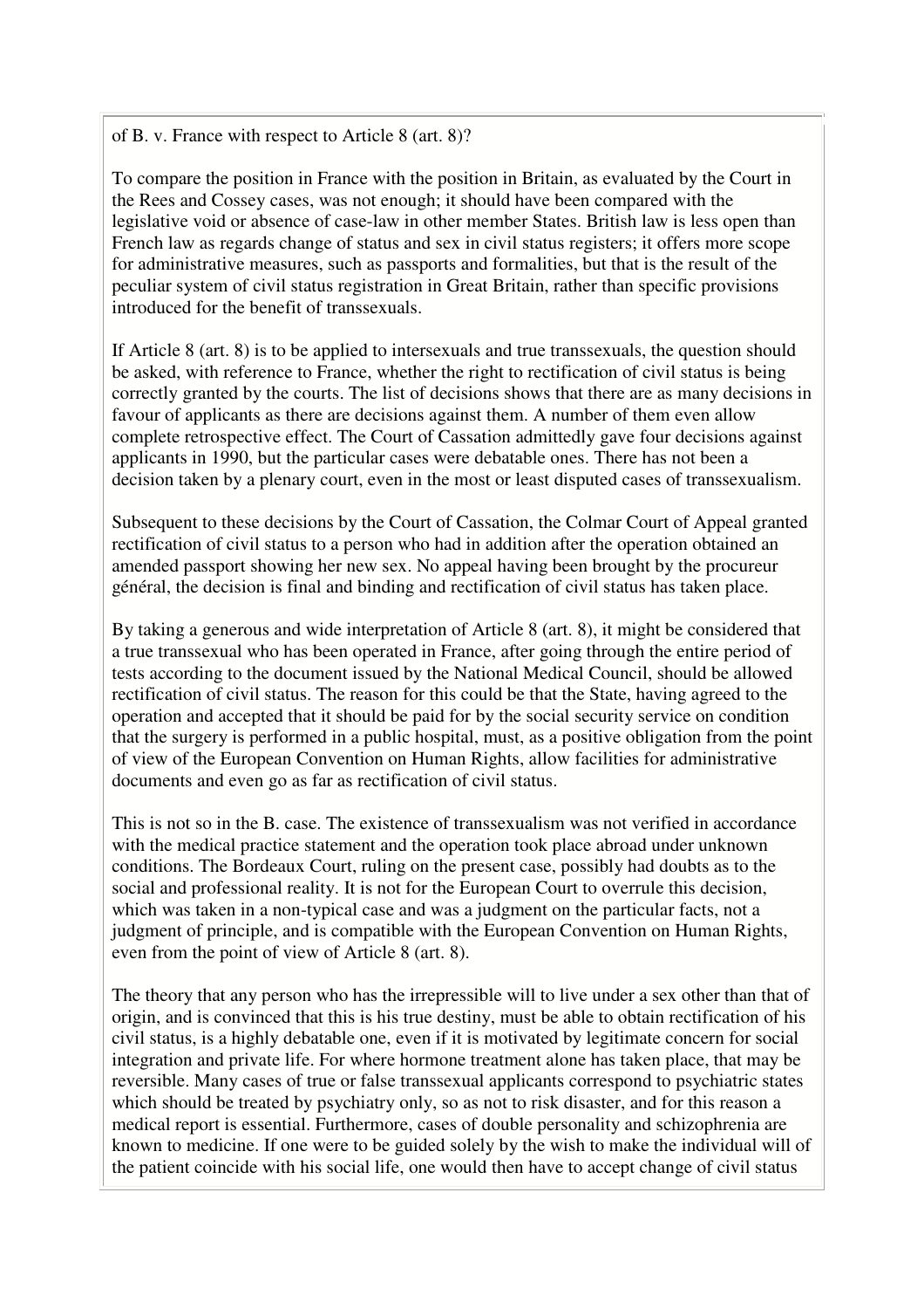of B. v. France with respect to Article 8 (art. 8)?

To compare the position in France with the position in Britain, as evaluated by the Court in the Rees and Cossey cases, was not enough; it should have been compared with the legislative void or absence of case-law in other member States. British law is less open than French law as regards change of status and sex in civil status registers; it offers more scope for administrative measures, such as passports and formalities, but that is the result of the peculiar system of civil status registration in Great Britain, rather than specific provisions introduced for the benefit of transsexuals.

If Article 8 (art. 8) is to be applied to intersexuals and true transsexuals, the question should be asked, with reference to France, whether the right to rectification of civil status is being correctly granted by the courts. The list of decisions shows that there are as many decisions in favour of applicants as there are decisions against them. A number of them even allow complete retrospective effect. The Court of Cassation admittedly gave four decisions against applicants in 1990, but the particular cases were debatable ones. There has not been a decision taken by a plenary court, even in the most or least disputed cases of transsexualism.

Subsequent to these decisions by the Court of Cassation, the Colmar Court of Appeal granted rectification of civil status to a person who had in addition after the operation obtained an amended passport showing her new sex. No appeal having been brought by the procureur général, the decision is final and binding and rectification of civil status has taken place.

By taking a generous and wide interpretation of Article 8 (art. 8), it might be considered that a true transsexual who has been operated in France, after going through the entire period of tests according to the document issued by the National Medical Council, should be allowed rectification of civil status. The reason for this could be that the State, having agreed to the operation and accepted that it should be paid for by the social security service on condition that the surgery is performed in a public hospital, must, as a positive obligation from the point of view of the European Convention on Human Rights, allow facilities for administrative documents and even go as far as rectification of civil status.

This is not so in the B. case. The existence of transsexualism was not verified in accordance with the medical practice statement and the operation took place abroad under unknown conditions. The Bordeaux Court, ruling on the present case, possibly had doubts as to the social and professional reality. It is not for the European Court to overrule this decision, which was taken in a non-typical case and was a judgment on the particular facts, not a judgment of principle, and is compatible with the European Convention on Human Rights, even from the point of view of Article 8 (art. 8).

The theory that any person who has the irrepressible will to live under a sex other than that of origin, and is convinced that this is his true destiny, must be able to obtain rectification of his civil status, is a highly debatable one, even if it is motivated by legitimate concern for social integration and private life. For where hormone treatment alone has taken place, that may be reversible. Many cases of true or false transsexual applicants correspond to psychiatric states which should be treated by psychiatry only, so as not to risk disaster, and for this reason a medical report is essential. Furthermore, cases of double personality and schizophrenia are known to medicine. If one were to be guided solely by the wish to make the individual will of the patient coincide with his social life, one would then have to accept change of civil status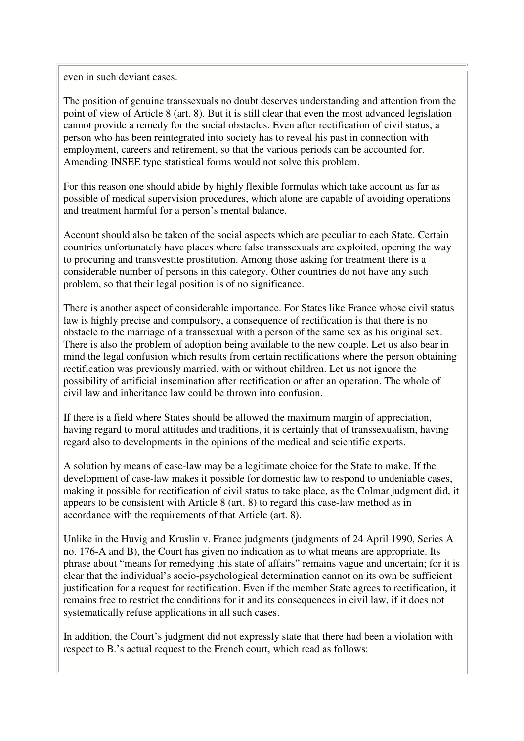even in such deviant cases.

The position of genuine transsexuals no doubt deserves understanding and attention from the point of view of Article 8 (art. 8). But it is still clear that even the most advanced legislation cannot provide a remedy for the social obstacles. Even after rectification of civil status, a person who has been reintegrated into society has to reveal his past in connection with employment, careers and retirement, so that the various periods can be accounted for. Amending INSEE type statistical forms would not solve this problem.

For this reason one should abide by highly flexible formulas which take account as far as possible of medical supervision procedures, which alone are capable of avoiding operations and treatment harmful for a person's mental balance.

Account should also be taken of the social aspects which are peculiar to each State. Certain countries unfortunately have places where false transsexuals are exploited, opening the way to procuring and transvestite prostitution. Among those asking for treatment there is a considerable number of persons in this category. Other countries do not have any such problem, so that their legal position is of no significance.

There is another aspect of considerable importance. For States like France whose civil status law is highly precise and compulsory, a consequence of rectification is that there is no obstacle to the marriage of a transsexual with a person of the same sex as his original sex. There is also the problem of adoption being available to the new couple. Let us also bear in mind the legal confusion which results from certain rectifications where the person obtaining rectification was previously married, with or without children. Let us not ignore the possibility of artificial insemination after rectification or after an operation. The whole of civil law and inheritance law could be thrown into confusion.

If there is a field where States should be allowed the maximum margin of appreciation, having regard to moral attitudes and traditions, it is certainly that of transsexualism, having regard also to developments in the opinions of the medical and scientific experts.

A solution by means of case-law may be a legitimate choice for the State to make. If the development of case-law makes it possible for domestic law to respond to undeniable cases, making it possible for rectification of civil status to take place, as the Colmar judgment did, it appears to be consistent with Article 8 (art. 8) to regard this case-law method as in accordance with the requirements of that Article (art. 8).

Unlike in the Huvig and Kruslin v. France judgments (judgments of 24 April 1990, Series A no. 176-A and B), the Court has given no indication as to what means are appropriate. Its phrase about "means for remedying this state of affairs" remains vague and uncertain; for it is clear that the individual's socio-psychological determination cannot on its own be sufficient justification for a request for rectification. Even if the member State agrees to rectification, it remains free to restrict the conditions for it and its consequences in civil law, if it does not systematically refuse applications in all such cases.

In addition, the Court's judgment did not expressly state that there had been a violation with respect to B.'s actual request to the French court, which read as follows: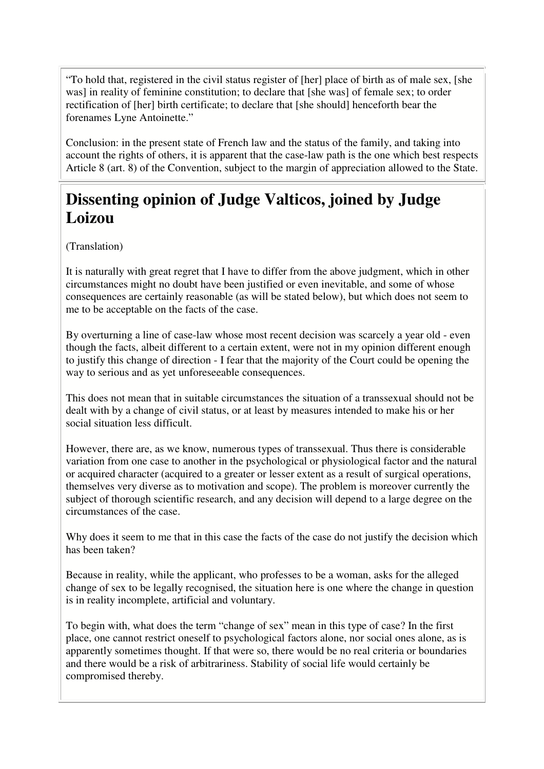"To hold that, registered in the civil status register of [her] place of birth as of male sex, [she was] in reality of feminine constitution; to declare that [she was] of female sex; to order rectification of [her] birth certificate; to declare that [she should] henceforth bear the forenames Lyne Antoinette."

Conclusion: in the present state of French law and the status of the family, and taking into account the rights of others, it is apparent that the case-law path is the one which best respects Article 8 (art. 8) of the Convention, subject to the margin of appreciation allowed to the State.

# Dissenting opinion of Judge Valticos, joined by Judge Loizou

(Translation)

It is naturally with great regret that I have to differ from the above judgment, which in other circumstances might no doubt have been justified or even inevitable, and some of whose consequences are certainly reasonable (as will be stated below), but which does not seem to me to be acceptable on the facts of the case.

By overturning a line of case-law whose most recent decision was scarcely a year old - even though the facts, albeit different to a certain extent, were not in my opinion different enough to justify this change of direction - I fear that the majority of the Court could be opening the way to serious and as yet unforeseeable consequences.

This does not mean that in suitable circumstances the situation of a transsexual should not be dealt with by a change of civil status, or at least by measures intended to make his or her social situation less difficult.

However, there are, as we know, numerous types of transsexual. Thus there is considerable variation from one case to another in the psychological or physiological factor and the natural or acquired character (acquired to a greater or lesser extent as a result of surgical operations, themselves very diverse as to motivation and scope). The problem is moreover currently the subject of thorough scientific research, and any decision will depend to a large degree on the circumstances of the case.

Why does it seem to me that in this case the facts of the case do not justify the decision which has been taken?

Because in reality, while the applicant, who professes to be a woman, asks for the alleged change of sex to be legally recognised, the situation here is one where the change in question is in reality incomplete, artificial and voluntary.

To begin with, what does the term "change of sex" mean in this type of case? In the first place, one cannot restrict oneself to psychological factors alone, nor social ones alone, as is apparently sometimes thought. If that were so, there would be no real criteria or boundaries and there would be a risk of arbitrariness. Stability of social life would certainly be compromised thereby.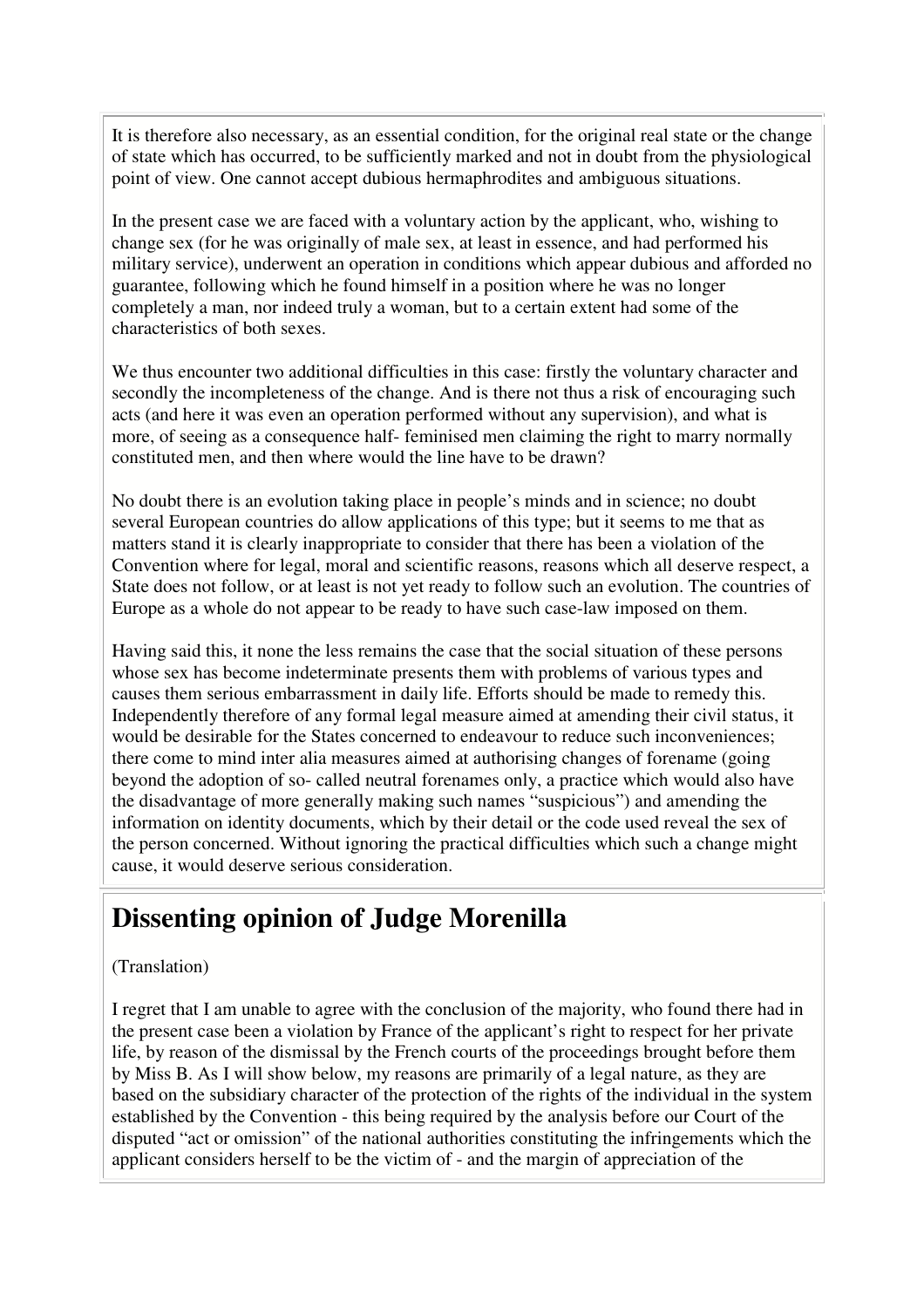It is therefore also necessary, as an essential condition, for the original real state or the change of state which has occurred, to be sufficiently marked and not in doubt from the physiological point of view. One cannot accept dubious hermaphrodites and ambiguous situations.

In the present case we are faced with a voluntary action by the applicant, who, wishing to change sex (for he was originally of male sex, at least in essence, and had performed his military service), underwent an operation in conditions which appear dubious and afforded no guarantee, following which he found himself in a position where he was no longer completely a man, nor indeed truly a woman, but to a certain extent had some of the characteristics of both sexes.

We thus encounter two additional difficulties in this case: firstly the voluntary character and secondly the incompleteness of the change. And is there not thus a risk of encouraging such acts (and here it was even an operation performed without any supervision), and what is more, of seeing as a consequence half- feminised men claiming the right to marry normally constituted men, and then where would the line have to be drawn?

No doubt there is an evolution taking place in people's minds and in science; no doubt several European countries do allow applications of this type; but it seems to me that as matters stand it is clearly inappropriate to consider that there has been a violation of the Convention where for legal, moral and scientific reasons, reasons which all deserve respect, a State does not follow, or at least is not yet ready to follow such an evolution. The countries of Europe as a whole do not appear to be ready to have such case-law imposed on them.

Having said this, it none the less remains the case that the social situation of these persons whose sex has become indeterminate presents them with problems of various types and causes them serious embarrassment in daily life. Efforts should be made to remedy this. Independently therefore of any formal legal measure aimed at amending their civil status, it would be desirable for the States concerned to endeavour to reduce such inconveniences; there come to mind inter alia measures aimed at authorising changes of forename (going beyond the adoption of so- called neutral forenames only, a practice which would also have the disadvantage of more generally making such names "suspicious") and amending the information on identity documents, which by their detail or the code used reveal the sex of the person concerned. Without ignoring the practical difficulties which such a change might cause, it would deserve serious consideration.

## Dissenting opinion of Judge Morenilla

(Translation)

I regret that I am unable to agree with the conclusion of the majority, who found there had in the present case been a violation by France of the applicant's right to respect for her private life, by reason of the dismissal by the French courts of the proceedings brought before them by Miss B. As I will show below, my reasons are primarily of a legal nature, as they are based on the subsidiary character of the protection of the rights of the individual in the system established by the Convention - this being required by the analysis before our Court of the disputed "act or omission" of the national authorities constituting the infringements which the applicant considers herself to be the victim of - and the margin of appreciation of the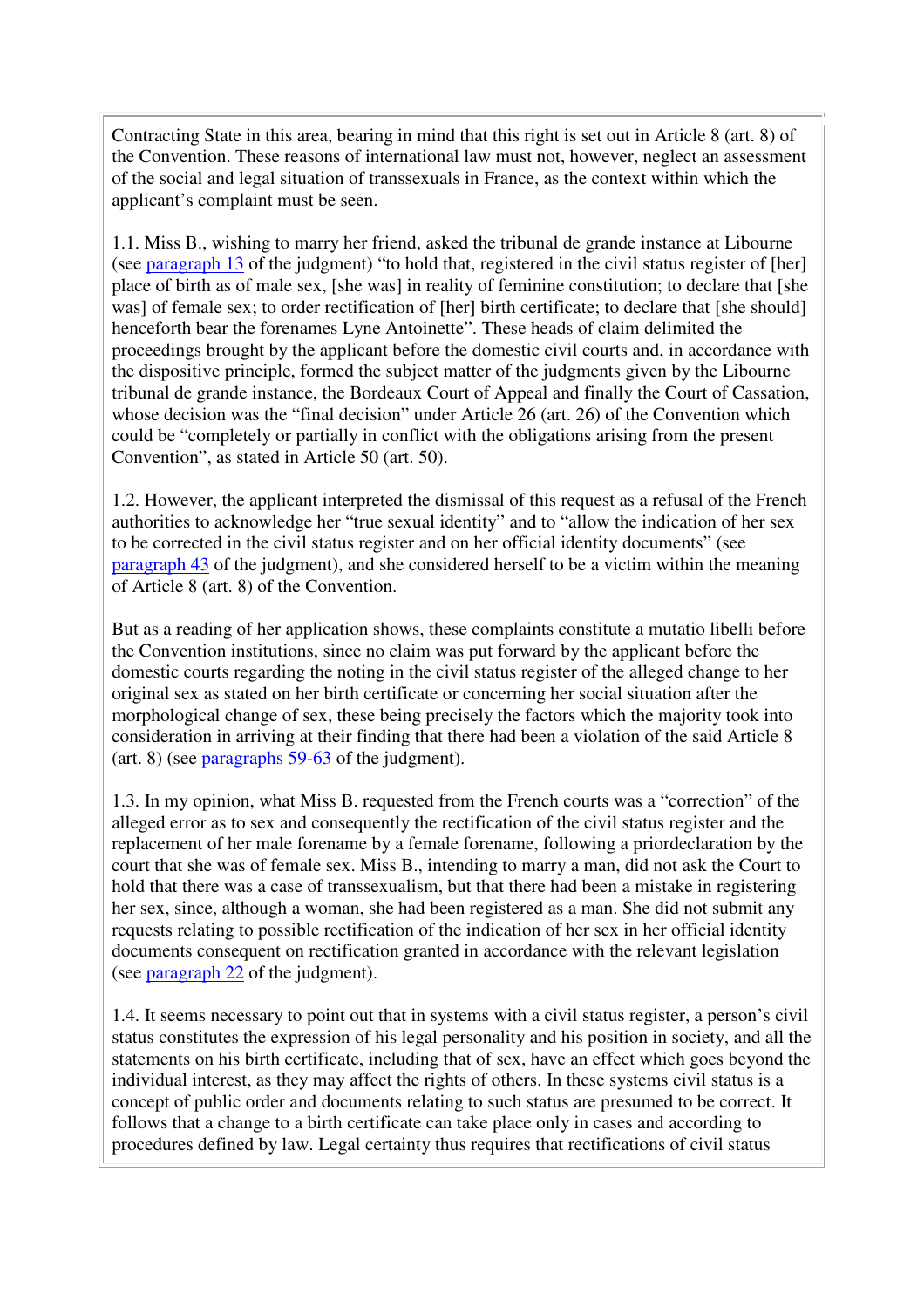Contracting State in this area, bearing in mind that this right is set out in Article 8 (art. 8) of the Convention. These reasons of international law must not, however, neglect an assessment of the social and legal situation of transsexuals in France, as the context within which the applicant's complaint must be seen.

1.1. Miss B., wishing to marry her friend, asked the tribunal de grande instance at Libourne (see paragraph 13 of the judgment) "to hold that, registered in the civil status register of [her] place of birth as of male sex, [she was] in reality of feminine constitution; to declare that [she was] of female sex; to order rectification of [her] birth certificate; to declare that [she should] henceforth bear the forenames Lyne Antoinette". These heads of claim delimited the proceedings brought by the applicant before the domestic civil courts and, in accordance with the dispositive principle, formed the subject matter of the judgments given by the Libourne tribunal de grande instance, the Bordeaux Court of Appeal and finally the Court of Cassation, whose decision was the "final decision" under Article 26 (art. 26) of the Convention which could be "completely or partially in conflict with the obligations arising from the present Convention", as stated in Article 50 (art. 50).

1.2. However, the applicant interpreted the dismissal of this request as a refusal of the French authorities to acknowledge her "true sexual identity" and to "allow the indication of her sex to be corrected in the civil status register and on her official identity documents" (see paragraph 43 of the judgment), and she considered herself to be a victim within the meaning of Article 8 (art. 8) of the Convention.

But as a reading of her application shows, these complaints constitute a mutatio libelli before the Convention institutions, since no claim was put forward by the applicant before the domestic courts regarding the noting in the civil status register of the alleged change to her original sex as stated on her birth certificate or concerning her social situation after the morphological change of sex, these being precisely the factors which the majority took into consideration in arriving at their finding that there had been a violation of the said Article 8 (art. 8) (see paragraphs 59-63 of the judgment).

1.3. In my opinion, what Miss B. requested from the French courts was a "correction" of the alleged error as to sex and consequently the rectification of the civil status register and the replacement of her male forename by a female forename, following a priordeclaration by the court that she was of female sex. Miss B., intending to marry a man, did not ask the Court to hold that there was a case of transsexualism, but that there had been a mistake in registering her sex, since, although a woman, she had been registered as a man. She did not submit any requests relating to possible rectification of the indication of her sex in her official identity documents consequent on rectification granted in accordance with the relevant legislation (see paragraph 22 of the judgment).

1.4. It seems necessary to point out that in systems with a civil status register, a person's civil status constitutes the expression of his legal personality and his position in society, and all the statements on his birth certificate, including that of sex, have an effect which goes beyond the individual interest, as they may affect the rights of others. In these systems civil status is a concept of public order and documents relating to such status are presumed to be correct. It follows that a change to a birth certificate can take place only in cases and according to procedures defined by law. Legal certainty thus requires that rectifications of civil status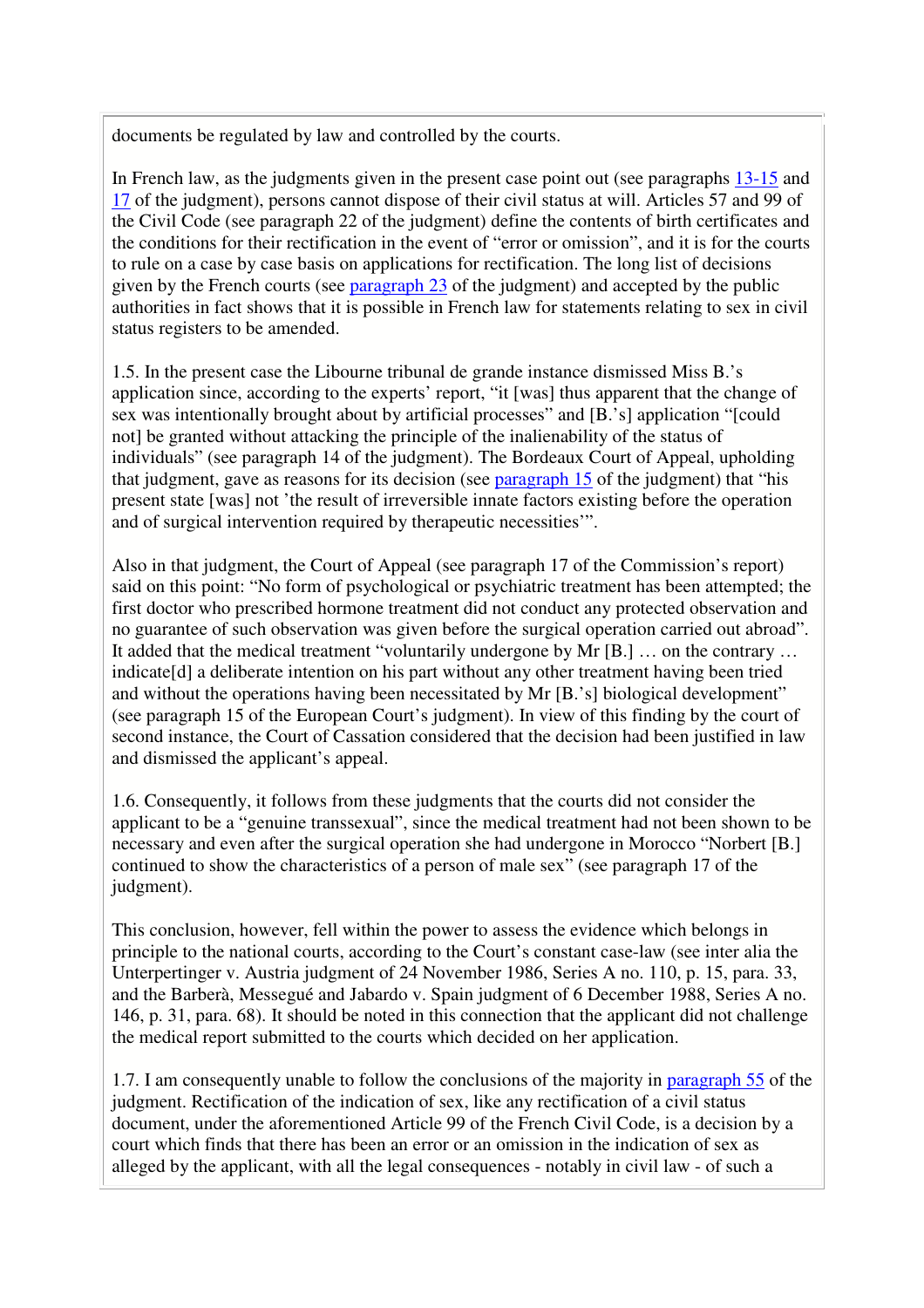documents be regulated by law and controlled by the courts.

In French law, as the judgments given in the present case point out (see paragraphs 13-15 and 17 of the judgment), persons cannot dispose of their civil status at will. Articles 57 and 99 of the Civil Code (see paragraph 22 of the judgment) define the contents of birth certificates and the conditions for their rectification in the event of "error or omission", and it is for the courts to rule on a case by case basis on applications for rectification. The long list of decisions given by the French courts (see paragraph 23 of the judgment) and accepted by the public authorities in fact shows that it is possible in French law for statements relating to sex in civil status registers to be amended.

1.5. In the present case the Libourne tribunal de grande instance dismissed Miss B.'s application since, according to the experts' report, "it [was] thus apparent that the change of sex was intentionally brought about by artificial processes" and [B.'s] application "[could not] be granted without attacking the principle of the inalienability of the status of individuals" (see paragraph 14 of the judgment). The Bordeaux Court of Appeal, upholding that judgment, gave as reasons for its decision (see paragraph 15 of the judgment) that "his present state [was] not 'the result of irreversible innate factors existing before the operation and of surgical intervention required by therapeutic necessities'".

Also in that judgment, the Court of Appeal (see paragraph 17 of the Commission's report) said on this point: "No form of psychological or psychiatric treatment has been attempted; the first doctor who prescribed hormone treatment did not conduct any protected observation and no guarantee of such observation was given before the surgical operation carried out abroad". It added that the medical treatment "voluntarily undergone by Mr [B.] … on the contrary … indicate[d] a deliberate intention on his part without any other treatment having been tried and without the operations having been necessitated by Mr [B.'s] biological development" (see paragraph 15 of the European Court's judgment). In view of this finding by the court of second instance, the Court of Cassation considered that the decision had been justified in law and dismissed the applicant's appeal.

1.6. Consequently, it follows from these judgments that the courts did not consider the applicant to be a "genuine transsexual", since the medical treatment had not been shown to be necessary and even after the surgical operation she had undergone in Morocco "Norbert [B.] continued to show the characteristics of a person of male sex" (see paragraph 17 of the judgment).

This conclusion, however, fell within the power to assess the evidence which belongs in principle to the national courts, according to the Court's constant case-law (see inter alia the Unterpertinger v. Austria judgment of 24 November 1986, Series A no. 110, p. 15, para. 33, and the Barberà, Messegué and Jabardo v. Spain judgment of 6 December 1988, Series A no. 146, p. 31, para. 68). It should be noted in this connection that the applicant did not challenge the medical report submitted to the courts which decided on her application.

1.7. I am consequently unable to follow the conclusions of the majority in paragraph 55 of the judgment. Rectification of the indication of sex, like any rectification of a civil status document, under the aforementioned Article 99 of the French Civil Code, is a decision by a court which finds that there has been an error or an omission in the indication of sex as alleged by the applicant, with all the legal consequences - notably in civil law - of such a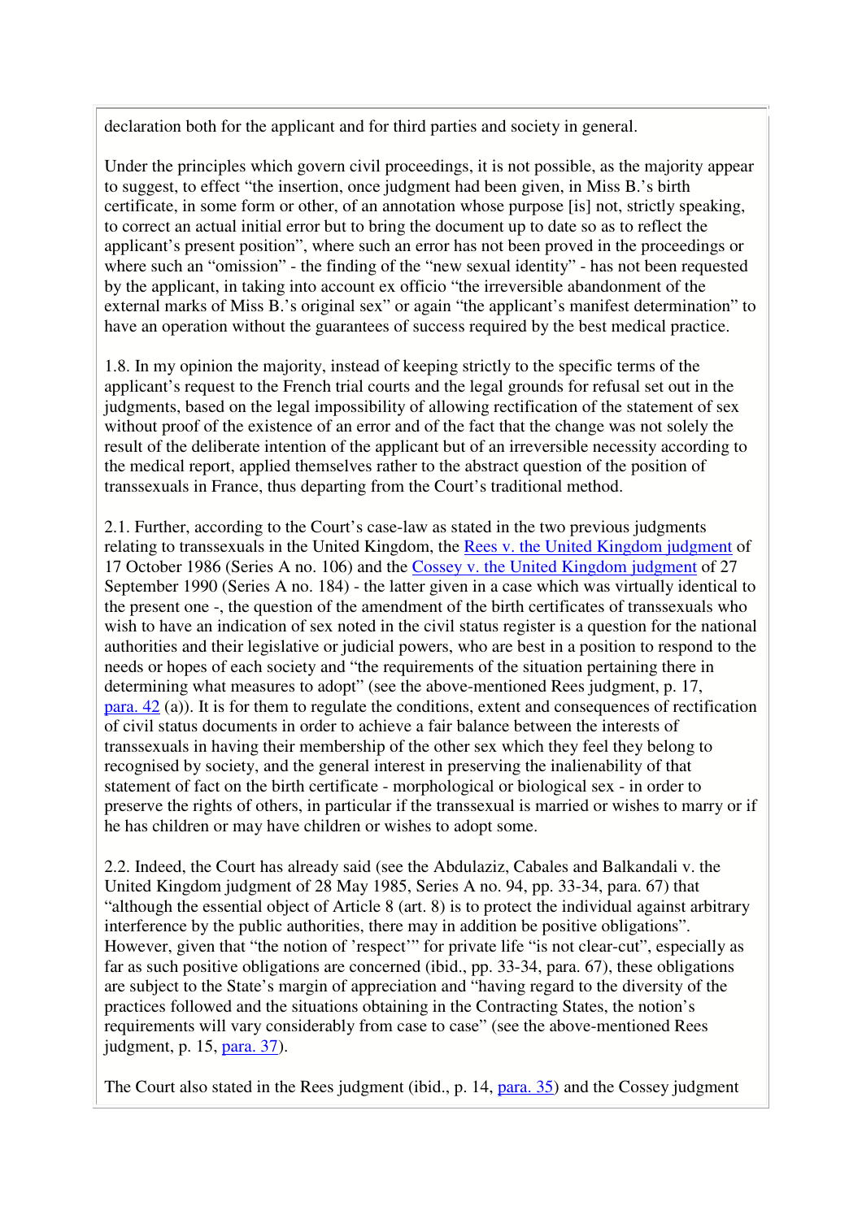declaration both for the applicant and for third parties and society in general.

Under the principles which govern civil proceedings, it is not possible, as the majority appear to suggest, to effect "the insertion, once judgment had been given, in Miss B.'s birth certificate, in some form or other, of an annotation whose purpose [is] not, strictly speaking, to correct an actual initial error but to bring the document up to date so as to reflect the applicant's present position", where such an error has not been proved in the proceedings or where such an "omission" - the finding of the "new sexual identity" - has not been requested by the applicant, in taking into account ex officio "the irreversible abandonment of the external marks of Miss B.'s original sex" or again "the applicant's manifest determination" to have an operation without the guarantees of success required by the best medical practice.

1.8. In my opinion the majority, instead of keeping strictly to the specific terms of the applicant's request to the French trial courts and the legal grounds for refusal set out in the judgments, based on the legal impossibility of allowing rectification of the statement of sex without proof of the existence of an error and of the fact that the change was not solely the result of the deliberate intention of the applicant but of an irreversible necessity according to the medical report, applied themselves rather to the abstract question of the position of transsexuals in France, thus departing from the Court's traditional method.

2.1. Further, according to the Court's case-law as stated in the two previous judgments relating to transsexuals in the United Kingdom, the Rees v. the United Kingdom judgment of 17 October 1986 (Series A no. 106) and the Cossey v. the United Kingdom judgment of 27 September 1990 (Series A no. 184) - the latter given in a case which was virtually identical to the present one -, the question of the amendment of the birth certificates of transsexuals who wish to have an indication of sex noted in the civil status register is a question for the national authorities and their legislative or judicial powers, who are best in a position to respond to the needs or hopes of each society and "the requirements of the situation pertaining there in determining what measures to adopt" (see the above-mentioned Rees judgment, p. 17, para. 42 (a)). It is for them to regulate the conditions, extent and consequences of rectification of civil status documents in order to achieve a fair balance between the interests of transsexuals in having their membership of the other sex which they feel they belong to recognised by society, and the general interest in preserving the inalienability of that statement of fact on the birth certificate - morphological or biological sex - in order to preserve the rights of others, in particular if the transsexual is married or wishes to marry or if he has children or may have children or wishes to adopt some.

2.2. Indeed, the Court has already said (see the Abdulaziz, Cabales and Balkandali v. the United Kingdom judgment of 28 May 1985, Series A no. 94, pp. 33-34, para. 67) that "although the essential object of Article 8 (art. 8) is to protect the individual against arbitrary interference by the public authorities, there may in addition be positive obligations". However, given that "the notion of 'respect'" for private life "is not clear-cut", especially as far as such positive obligations are concerned (ibid., pp. 33-34, para. 67), these obligations are subject to the State's margin of appreciation and "having regard to the diversity of the practices followed and the situations obtaining in the Contracting States, the notion's requirements will vary considerably from case to case" (see the above-mentioned Rees judgment, p. 15, para. 37).

The Court also stated in the Rees judgment (ibid., p. 14, para. 35) and the Cossey judgment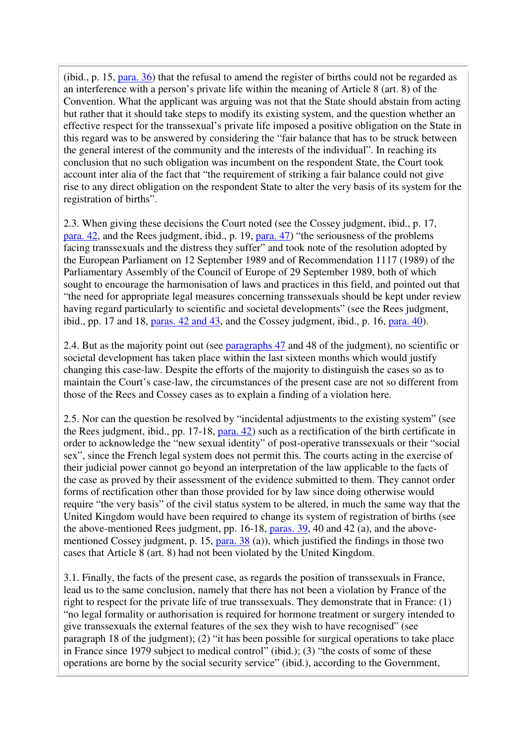(ibid., p. 15, para. 36) that the refusal to amend the register of births could not be regarded as an interference with a person's private life within the meaning of Article 8 (art. 8) of the Convention. What the applicant was arguing was not that the State should abstain from acting but rather that it should take steps to modify its existing system, and the question whether an effective respect for the transsexual's private life imposed a positive obligation on the State in this regard was to be answered by considering the "fair balance that has to be struck between the general interest of the community and the interests of the individual". In reaching its conclusion that no such obligation was incumbent on the respondent State, the Court took account inter alia of the fact that "the requirement of striking a fair balance could not give rise to any direct obligation on the respondent State to alter the very basis of its system for the registration of births".

2.3. When giving these decisions the Court noted (see the Cossey judgment, ibid., p. 17, para. 42, and the Rees judgment, ibid., p. 19, para. 47) "the seriousness of the problems facing transsexuals and the distress they suffer" and took note of the resolution adopted by the European Parliament on 12 September 1989 and of Recommendation 1117 (1989) of the Parliamentary Assembly of the Council of Europe of 29 September 1989, both of which sought to encourage the harmonisation of laws and practices in this field, and pointed out that "the need for appropriate legal measures concerning transsexuals should be kept under review having regard particularly to scientific and societal developments" (see the Rees judgment, ibid., pp. 17 and 18, paras. 42 and 43, and the Cossey judgment, ibid., p. 16, para. 40).

2.4. But as the majority point out (see paragraphs 47 and 48 of the judgment), no scientific or societal development has taken place within the last sixteen months which would justify changing this case-law. Despite the efforts of the majority to distinguish the cases so as to maintain the Court's case-law, the circumstances of the present case are not so different from those of the Rees and Cossey cases as to explain a finding of a violation here.

2.5. Nor can the question be resolved by "incidental adjustments to the existing system" (see the Rees judgment, ibid., pp. 17-18, para. 42) such as a rectification of the birth certificate in order to acknowledge the "new sexual identity" of post-operative transsexuals or their "social sex", since the French legal system does not permit this. The courts acting in the exercise of their judicial power cannot go beyond an interpretation of the law applicable to the facts of the case as proved by their assessment of the evidence submitted to them. They cannot order forms of rectification other than those provided for by law since doing otherwise would require "the very basis" of the civil status system to be altered, in much the same way that the United Kingdom would have been required to change its system of registration of births (see the above-mentioned Rees judgment, pp. 16-18, paras. 39, 40 and 42 (a), and the above-mentioned Cossey judgment, p. 15, para. 38 (a)), which justified the findings in those two cases that Article 8 (art. 8) had not been violated by the United Kingdom.

3.1. Finally, the facts of the present case, as regards the position of transsexuals in France, lead us to the same conclusion, namely that there has not been a violation by France of the right to respect for the private life of true transsexuals. They demonstrate that in France: (1) "no legal formality or authorisation is required for hormone treatment or surgery intended to give transsexuals the external features of the sex they wish to have recognised" (see paragraph 18 of the judgment); (2) "it has been possible for surgical operations to take place in France since 1979 subject to medical control" (ibid.); (3) "the costs of some of these operations are borne by the social security service" (ibid.), according to the Government,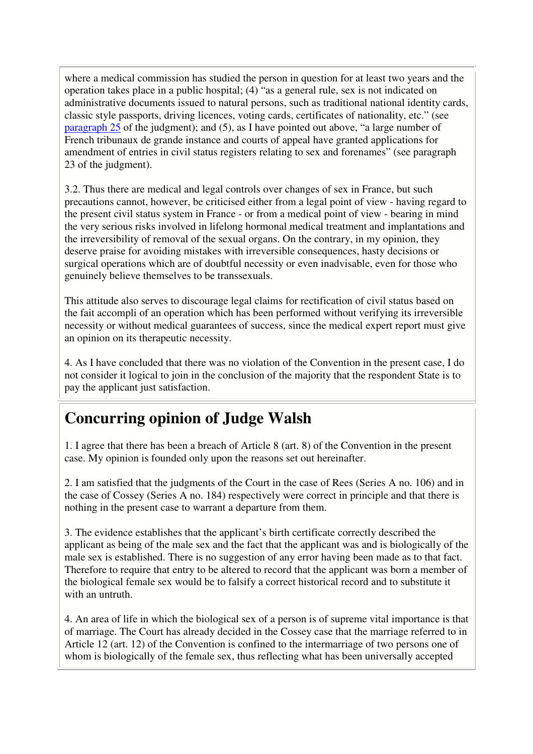where a medical commission has studied the person in question for at least two years and the operation takes place in a public hospital; (4) "as a general rule, sex is not indicated on administrative documents issued to natural persons, such as traditional national identity cards, classic style passports, driving licences, voting cards, certificates of nationality, etc." (see paragraph 25 of the judgment); and (5), as I have pointed out above, "a large number of French tribunaux de grande instance and courts of appeal have granted applications for amendment of entries in civil status registers relating to sex and forenames" (see paragraph 23 of the judgment).

3.2. Thus there are medical and legal controls over changes of sex in France, but such precautions cannot, however, be criticised either from a legal point of view - having regard to the present civil status system in France - or from a medical point of view - bearing in mind the very serious risks involved in lifelong hormonal medical treatment and implantations and the irreversibility of removal of the sexual organs. On the contrary, in my opinion, they deserve praise for avoiding mistakes with irreversible consequences, hasty decisions or surgical operations which are of doubtful necessity or even inadvisable, even for those who genuinely believe themselves to be transsexuals.

This attitude also serves to discourage legal claims for rectification of civil status based on the fait accompli of an operation which has been performed without verifying its irreversible necessity or without medical guarantees of success, since the medical expert report must give an opinion on its therapeutic necessity.

4. As I have concluded that there was no violation of the Convention in the present case, I do not consider it logical to join in the conclusion of the majority that the respondent State is to pay the applicant just satisfaction.

# Concurring opinion of Judge Walsh

1. I agree that there has been a breach of Article 8 (art. 8) of the Convention in the present case. My opinion is founded only upon the reasons set out hereinafter.

2. I am satisfied that the judgments of the Court in the case of Rees (Series A no. 106) and in the case of Cossey (Series A no. 184) respectively were correct in principle and that there is nothing in the present case to warrant a departure from them.

3. The evidence establishes that the applicant's birth certificate correctly described the applicant as being of the male sex and the fact that the applicant was and is biologically of the male sex is established. There is no suggestion of any error having been made as to that fact. Therefore to require that entry to be altered to record that the applicant was born a member of the biological female sex would be to falsify a correct historical record and to substitute it with an untruth.

4. An area of life in which the biological sex of a person is of supreme vital importance is that of marriage. The Court has already decided in the Cossey case that the marriage referred to in Article 12 (art. 12) of the Convention is confined to the intermarriage of two persons one of whom is biologically of the female sex, thus reflecting what has been universally accepted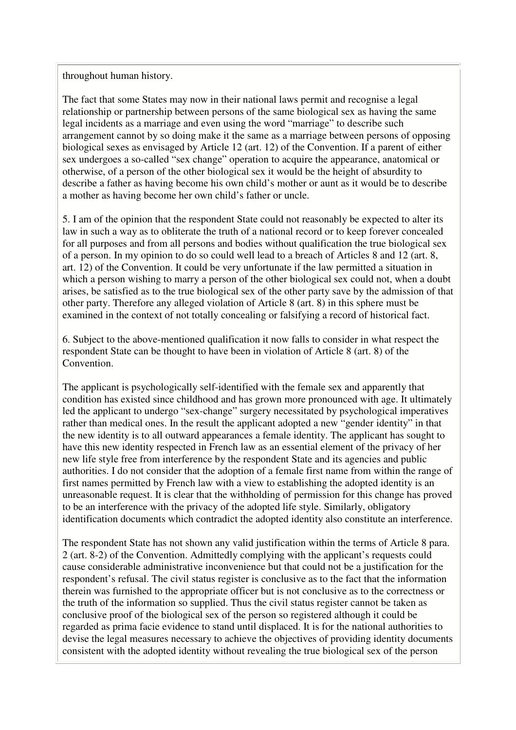throughout human history.

The fact that some States may now in their national laws permit and recognise a legal relationship or partnership between persons of the same biological sex as having the same legal incidents as a marriage and even using the word "marriage" to describe such arrangement cannot by so doing make it the same as a marriage between persons of opposing biological sexes as envisaged by Article 12 (art. 12) of the Convention. If a parent of either sex undergoes a so-called "sex change" operation to acquire the appearance, anatomical or otherwise, of a person of the other biological sex it would be the height of absurdity to describe a father as having become his own child's mother or aunt as it would be to describe a mother as having become her own child's father or uncle.

5. I am of the opinion that the respondent State could not reasonably be expected to alter its law in such a way as to obliterate the truth of a national record or to keep forever concealed for all purposes and from all persons and bodies without qualification the true biological sex of a person. In my opinion to do so could well lead to a breach of Articles 8 and 12 (art. 8, art. 12) of the Convention. It could be very unfortunate if the law permitted a situation in which a person wishing to marry a person of the other biological sex could not, when a doubt arises, be satisfied as to the true biological sex of the other party save by the admission of that other party. Therefore any alleged violation of Article 8 (art. 8) in this sphere must be examined in the context of not totally concealing or falsifying a record of historical fact.

6. Subject to the above-mentioned qualification it now falls to consider in what respect the respondent State can be thought to have been in violation of Article 8 (art. 8) of the Convention.

The applicant is psychologically self-identified with the female sex and apparently that condition has existed since childhood and has grown more pronounced with age. It ultimately led the applicant to undergo "sex-change" surgery necessitated by psychological imperatives rather than medical ones. In the result the applicant adopted a new "gender identity" in that the new identity is to all outward appearances a female identity. The applicant has sought to have this new identity respected in French law as an essential element of the privacy of her new life style free from interference by the respondent State and its agencies and public authorities. I do not consider that the adoption of a female first name from within the range of first names permitted by French law with a view to establishing the adopted identity is an unreasonable request. It is clear that the withholding of permission for this change has proved to be an interference with the privacy of the adopted life style. Similarly, obligatory identification documents which contradict the adopted identity also constitute an interference.

The respondent State has not shown any valid justification within the terms of Article 8 para. 2 (art. 8-2) of the Convention. Admittedly complying with the applicant's requests could cause considerable administrative inconvenience but that could not be a justification for the respondent's refusal. The civil status register is conclusive as to the fact that the information therein was furnished to the appropriate officer but is not conclusive as to the correctness or the truth of the information so supplied. Thus the civil status register cannot be taken as conclusive proof of the biological sex of the person so registered although it could be regarded as prima facie evidence to stand until displaced. It is for the national authorities to devise the legal measures necessary to achieve the objectives of providing identity documents consistent with the adopted identity without revealing the true biological sex of the person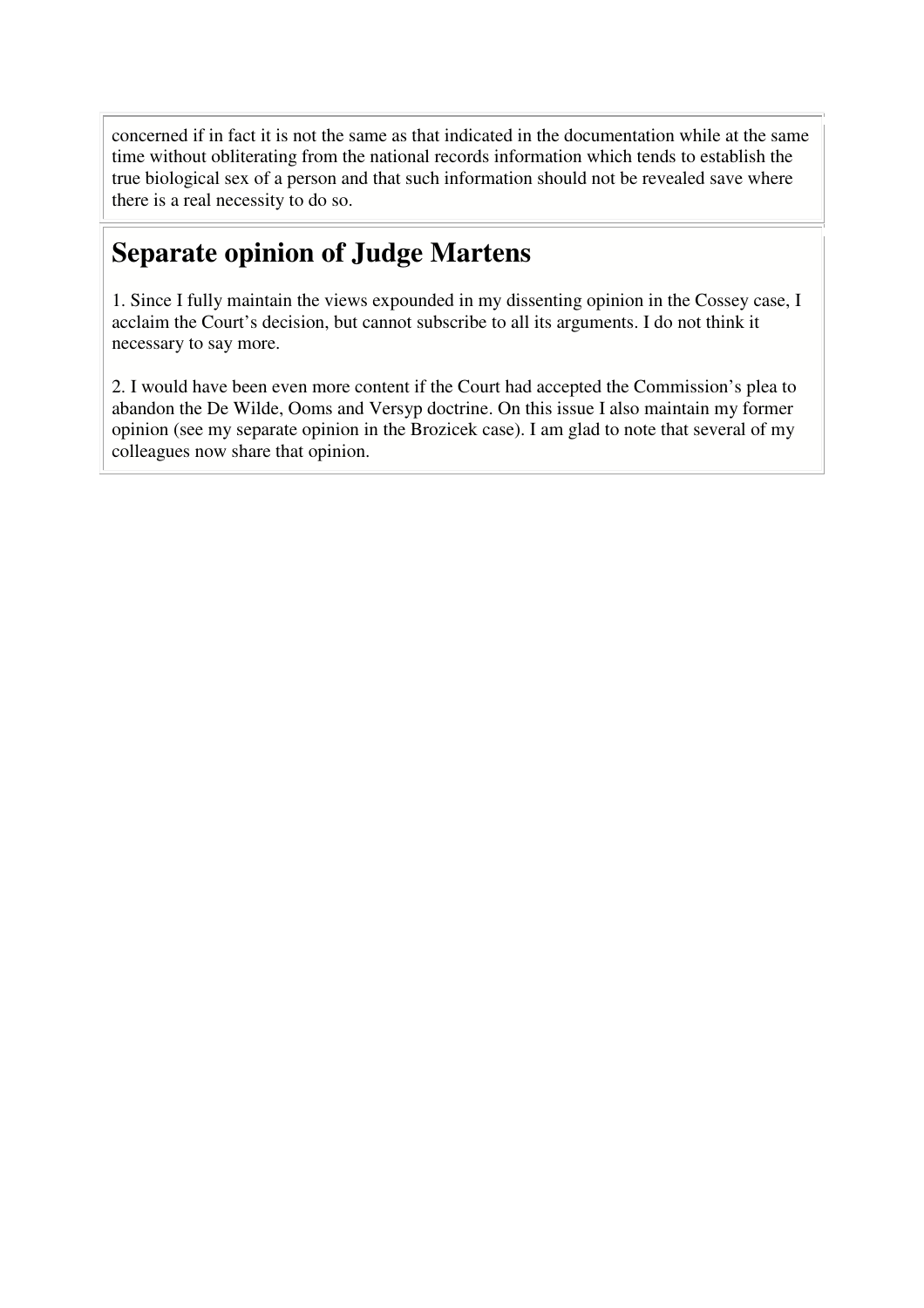concerned if in fact it is not the same as that indicated in the documentation while at the same time without obliterating from the national records information which tends to establish the true biological sex of a person and that such information should not be revealed save where there is a real necessity to do so.

## Separate opinion of Judge Martens

1. Since I fully maintain the views expounded in my dissenting opinion in the Cossey case, I acclaim the Court's decision, but cannot subscribe to all its arguments. I do not think it necessary to say more.

2. I would have been even more content if the Court had accepted the Commission's plea to abandon the De Wilde, Ooms and Versyp doctrine. On this issue I also maintain my former opinion (see my separate opinion in the Brozicek case). I am glad to note that several of my colleagues now share that opinion.